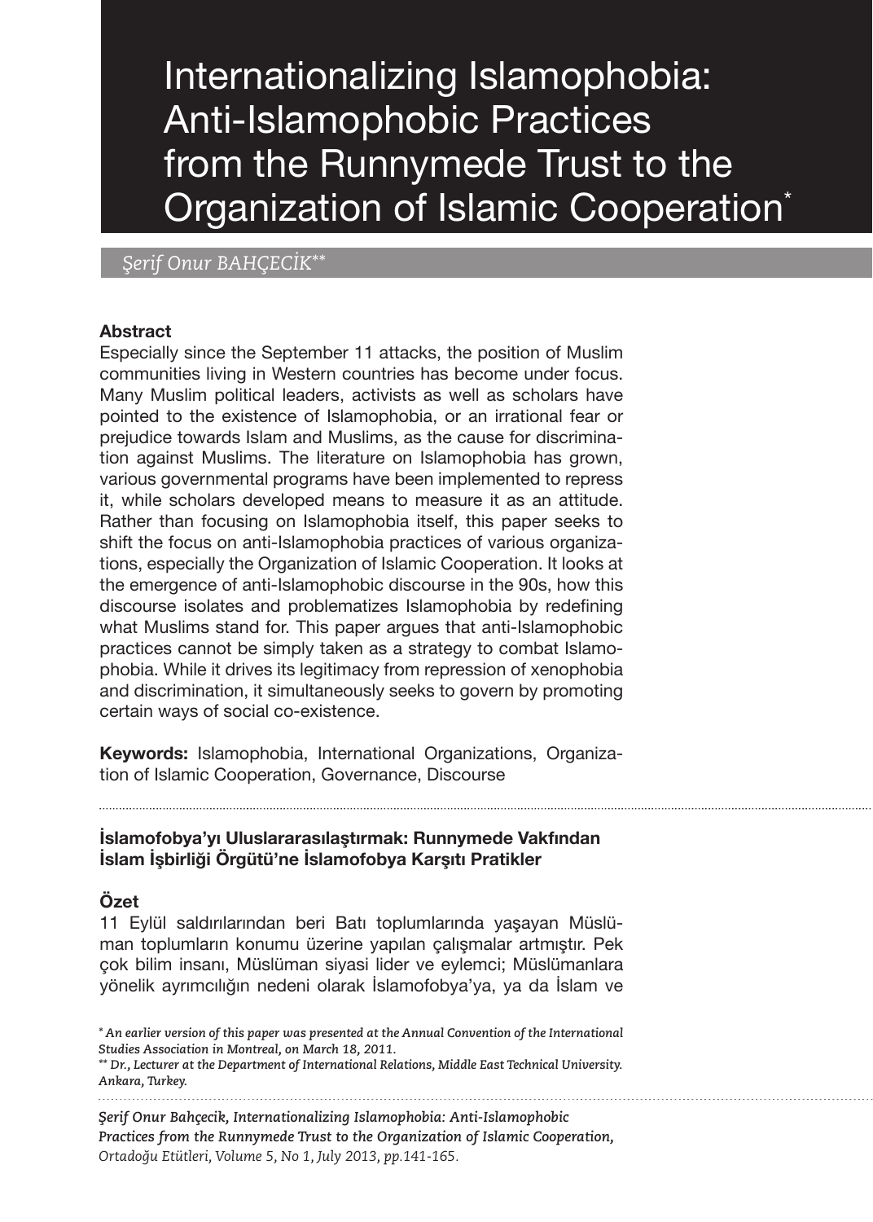# Internationalizing Islamophobia: Anti-Islamophobic Practices from the Runnymede Trust to the Organization of Islamic Cooperation*

*Şerif Onur BAHÇECİK***

## Abstract

Especially since the September 11 attacks, the position of Muslim communities living in Western countries has become under focus. Many Muslim political leaders, activists as well as scholars have pointed to the existence of Islamophobia, or an irrational fear or prejudice towards Islam and Muslims, as the cause for discrimination against Muslims. The literature on Islamophobia has grown, various governmental programs have been implemented to repress it, while scholars developed means to measure it as an attitude. Rather than focusing on Islamophobia itself, this paper seeks to shift the focus on anti-Islamophobia practices of various organizations, especially the Organization of Islamic Cooperation. It looks at the emergence of anti-Islamophobic discourse in the 90s, how this discourse isolates and problematizes Islamophobia by redefining what Muslims stand for. This paper argues that anti-Islamophobic practices cannot be simply taken as a strategy to combat Islamophobia. While it drives its legitimacy from repression of xenophobia and discrimination, it simultaneously seeks to govern by promoting certain ways of social co-existence.

**Keywords:** Islamophobia, International Organizations, Organization of Islamic Cooperation, Governance, Discourse

---

**İslamofobya'yı Uluslararasılaştırmak: Runnymede Vakfından İslam İşbirliği Örgütü'ne İslamofobya Karşıtı Pratikler**

## Özet

11 Eylül saldırılarından beri Batı toplumlarında yaşayan Müslüman toplumların konumu üzerine yapılan çalışmalar artmıştır. Pek çok bilim insanı, Müslüman siyasi lider ve eylemci; Müslümanlara yönelik ayrımcılığın nedeni olarak İslamofobya'ya, ya da İslam ve

---

*\* An earlier version of this paper was presented at the Annual Convention of the International Studies Association in Montreal, on March 18, 2011.*

*\*\* Dr., Lecturer at the Department of International Relations, Middle East Technical University. Ankara, Turkey.*

*Şerif Onur Bahçecik, Internationalizing Islamophobia: Anti-Islamophobic Practices from the Runnymede Trust to the Organization of Islamic Cooperation, Ortadoğu Etütleri, Volume 5, No 1, July 2013, pp.141-165.*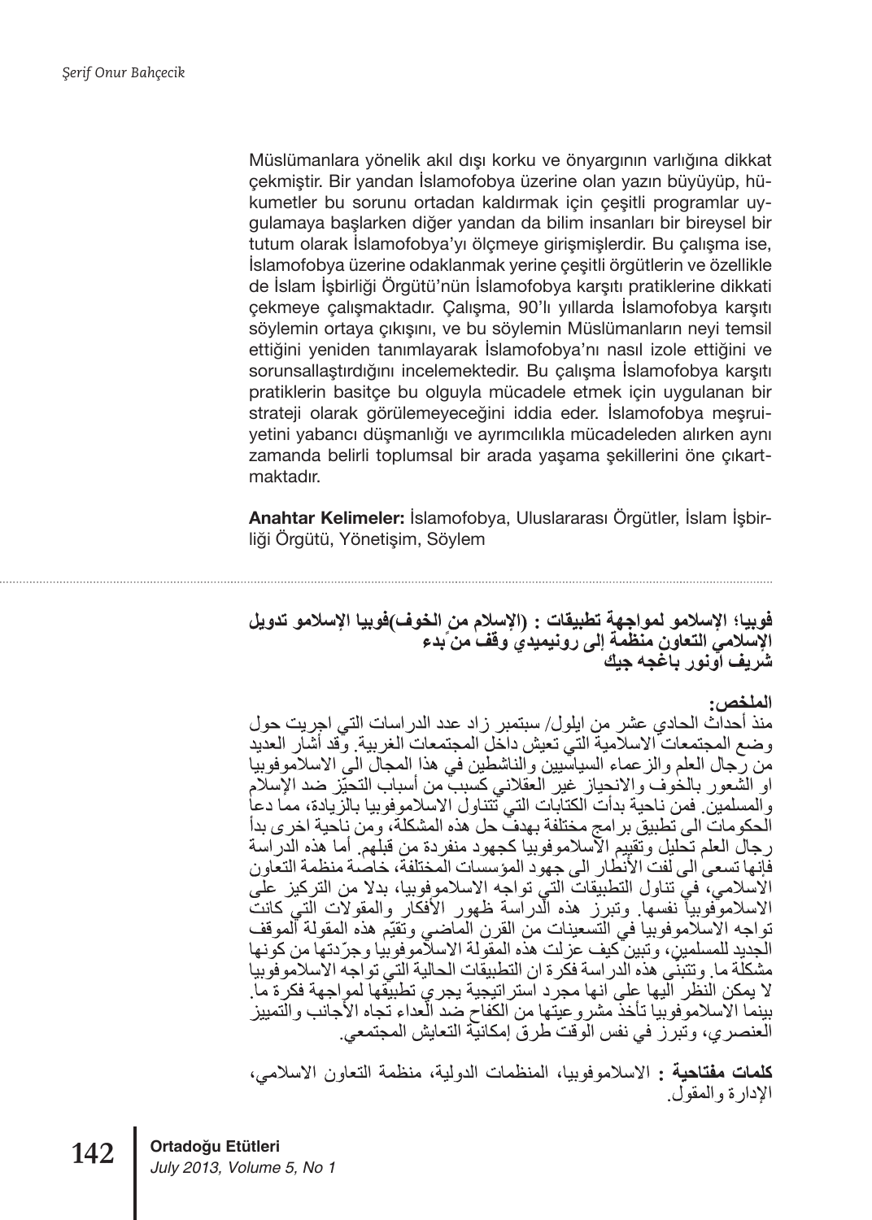Müslümanlara yönelik akıl dışı korku ve önyargının varlığına dikkat çekmiştir. Bir yandan İslamofobya üzerine olan yazın büyüyüp, hükumetler bu sorunu ortadan kaldırmak için çeşitli programlar uygulamaya başlarken diğer yandan da bilim insanları bir bireysel bir tutum olarak İslamofobya'yı ölçmeye girişmişlerdir. Bu çalışma ise, İslamofobya üzerine odaklanmak yerine çeşitli örgütlerin ve özellikle de İslam İşbirliği Örgütü'nün İslamofobya karşıtı pratiklerine dikkati çekmeye çalışmaktadır. Çalışma, 90'lı yıllarda İslamofobya karşıtı söylemin ortaya çıkışını, ve bu söylemin Müslümanların neyi temsil ettiğini yeniden tanımlayarak İslamofobya'nı nasıl izole ettiğini ve sorunsallaştırdığını incelemektedir. Bu çalışma İslamofobya karşıtı pratiklerin basitçe bu olguyla mücadele etmek için uygulanan bir strateji olarak görülemeyeceğini iddia eder. İslamofobya meşruiyetini yabancı düşmanlığı ve ayrımcılıkla mücadeleden alırken aynı zamanda belirli toplumsal bir arada yaşama şekillerini öne çıkartmaktadır.

**Anahtar Kelimeler:** İslamofobya, Uluslararası Örgütler, İslam İşbirliği Örgütü, Yönetişim, Söylem

---

**تدويل الإسلاموفوبيا (الخوف من الإسلام) : تطبيقات لمواجهة الإسلاموفوبيا؛ بدءً من وقف رونيميدي إلى منظمة التعاون الإسلامي**
**شريف أونور باغجه جيك**

**الملخص:**
منذ أحداث الحادي عشر من ايلول/ سبتمبر زاد عدد الدراسات التي اجريت حول وضع المجتمعات الاسلامية التي تعيش داخل المجتمعات الغربية. وقد أشار العديد من رجال العلم والزعماء السياسيين والناشطين في هذا المجال الى الاسلاموفوبيا او الشعور بالخوف والانحياز غير العقلاني كسبب من أسباب التحيّز ضد الإسلام والمسلمين. فمن ناحية بدأت الكتابات التي تتناول الاسلاموفوبيا بالزيادة، مما دعا الحكومات الى تطبيق برامج مختلفة بهدف حل هذه المشكلة، ومن ناحية اخرى بدأ رجال العلم تحليل وتقييم الاسلاموفوبيا كجهود منفردة من قبلهم. أما هذه الدراسة فإنها تسعى الى لفت الأنظار الى جهود المؤسسات المختلفة، خاصة منظمة التعاون الاسلامي، في تناول التطبيقات التي تواجه الاسلاموفوبيا، بدلا من التركيز على الاسلاموفوبيا نفسها. وتبرز هذه الدراسة ظهور الأفكار والمقولات التي كانت تواجه الاسلاموفوبيا في التسعينات من القرن الماضي وتقيّم هذه المقولة الموقف الجديد للمسلمين، وتبين كيف عزلت هذه المقولة الاسلاموفوبيا وجرّدتها من كونها مشكلة ما. وتتبنى هذه الدراسة فكرة ان التطبيقات الحالية التي تواجه الاسلاموفوبيا لا يمكن النظر اليها على انها مجرد استراتيجية يجري تطبيقها لمواجهة فكرة ما. بينما الاسلاموفوبيا تأخذ مشروعيتها من الكفاح ضد العداء تجاه الأجانب والتمييز العنصري، وتبرز في نفس الوقت طرق إمكانية التعايش المجتمعي.

**كلمات مفتاحية :** الاسلاموفوبيا، المنظمات الدولية، منظمة التعاون الاسلامي، الإدارة والمقول.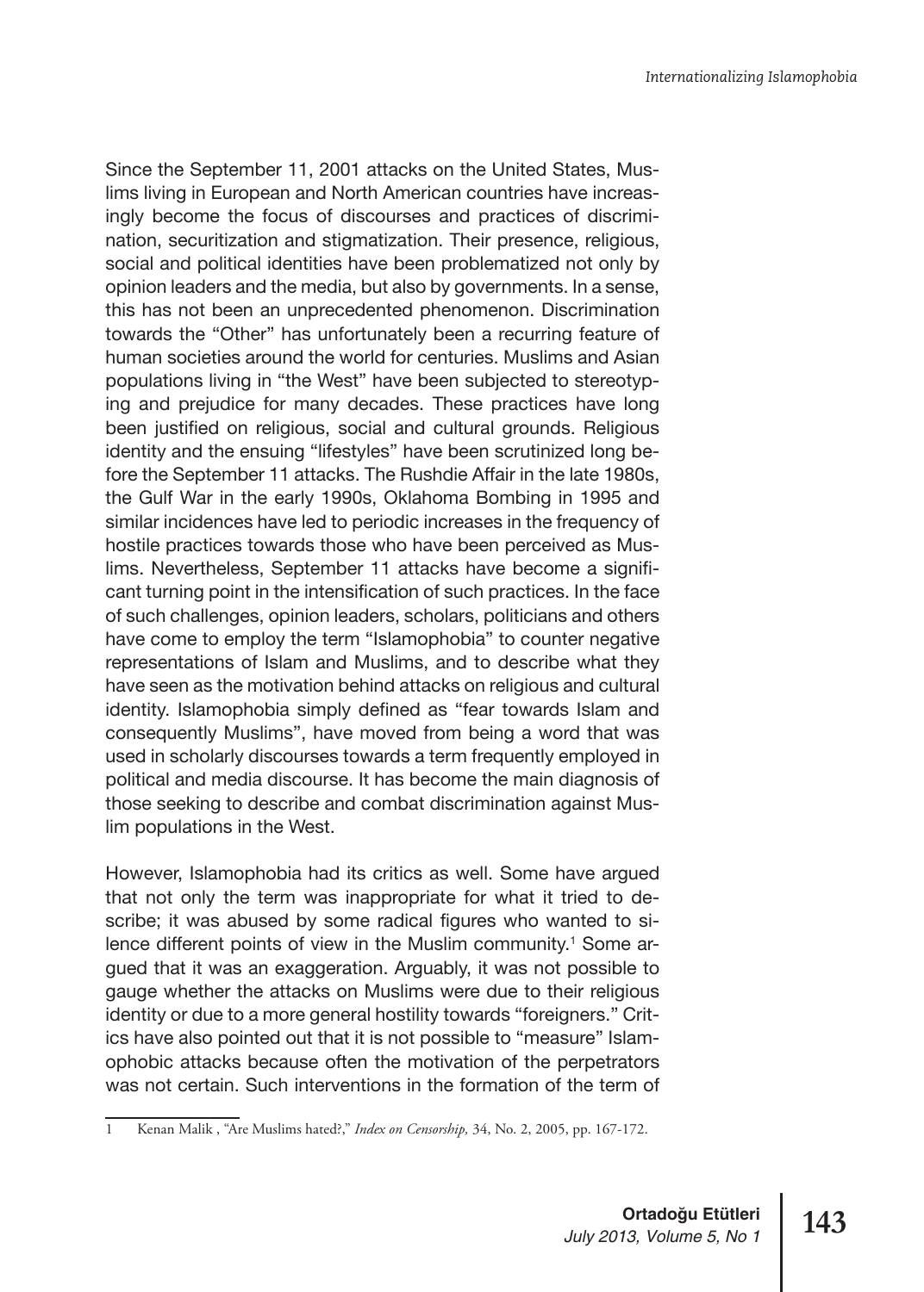Since the September 11, 2001 attacks on the United States, Muslims living in European and North American countries have increasingly become the focus of discourses and practices of discrimination, securitization and stigmatization. Their presence, religious, social and political identities have been problematized not only by opinion leaders and the media, but also by governments. In a sense, this has not been an unprecedented phenomenon. Discrimination towards the "Other" has unfortunately been a recurring feature of human societies around the world for centuries. Muslims and Asian populations living in "the West" have been subjected to stereotyping and prejudice for many decades. These practices have long been justified on religious, social and cultural grounds. Religious identity and the ensuing "lifestyles" have been scrutinized long before the September 11 attacks. The Rushdie Affair in the late 1980s, the Gulf War in the early 1990s, Oklahoma Bombing in 1995 and similar incidences have led to periodic increases in the frequency of hostile practices towards those who have been perceived as Muslims. Nevertheless, September 11 attacks have become a significant turning point in the intensification of such practices. In the face of such challenges, opinion leaders, scholars, politicians and others have come to employ the term "Islamophobia" to counter negative representations of Islam and Muslims, and to describe what they have seen as the motivation behind attacks on religious and cultural identity. Islamophobia simply defined as "fear towards Islam and consequently Muslims", have moved from being a word that was used in scholarly discourses towards a term frequently employed in political and media discourse. It has become the main diagnosis of those seeking to describe and combat discrimination against Muslim populations in the West.

However, Islamophobia had its critics as well. Some have argued that not only the term was inappropriate for what it tried to describe; it was abused by some radical figures who wanted to silence different points of view in the Muslim community.[1] Some argued that it was an exaggeration. Arguably, it was not possible to gauge whether the attacks on Muslims were due to their religious identity or due to a more general hostility towards "foreigners." Critics have also pointed out that it is not possible to "measure" Islamophobic attacks because often the motivation of the perpetrators was not certain. Such interventions in the formation of the term of

---

1 Kenan Malik , "Are Muslims hated?," *Index on Censorship,* 34, No. 2, 2005, pp. 167-172.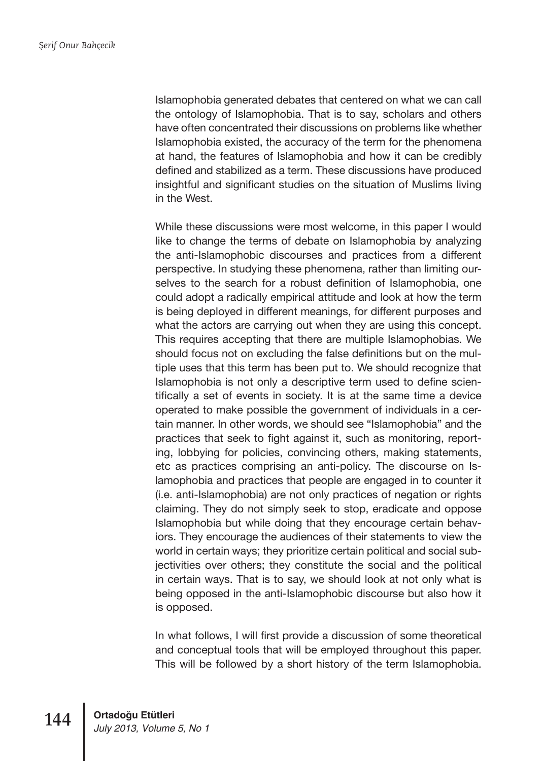Islamophobia generated debates that centered on what we can call the ontology of Islamophobia. That is to say, scholars and others have often concentrated their discussions on problems like whether Islamophobia existed, the accuracy of the term for the phenomena at hand, the features of Islamophobia and how it can be credibly defined and stabilized as a term. These discussions have produced insightful and significant studies on the situation of Muslims living in the West.

While these discussions were most welcome, in this paper I would like to change the terms of debate on Islamophobia by analyzing the anti-Islamophobic discourses and practices from a different perspective. In studying these phenomena, rather than limiting ourselves to the search for a robust definition of Islamophobia, one could adopt a radically empirical attitude and look at how the term is being deployed in different meanings, for different purposes and what the actors are carrying out when they are using this concept. This requires accepting that there are multiple Islamophobias. We should focus not on excluding the false definitions but on the multiple uses that this term has been put to. We should recognize that Islamophobia is not only a descriptive term used to define scientifically a set of events in society. It is at the same time a device operated to make possible the government of individuals in a certain manner. In other words, we should see "Islamophobia" and the practices that seek to fight against it, such as monitoring, reporting, lobbying for policies, convincing others, making statements, etc as practices comprising an anti-policy. The discourse on Islamophobia and practices that people are engaged in to counter it (i.e. anti-Islamophobia) are not only practices of negation or rights claiming. They do not simply seek to stop, eradicate and oppose Islamophobia but while doing that they encourage certain behaviors. They encourage the audiences of their statements to view the world in certain ways; they prioritize certain political and social subjectivities over others; they constitute the social and the political in certain ways. That is to say, we should look at not only what is being opposed in the anti-Islamophobic discourse but also how it is opposed.

In what follows, I will first provide a discussion of some theoretical and conceptual tools that will be employed throughout this paper. This will be followed by a short history of the term Islamophobia.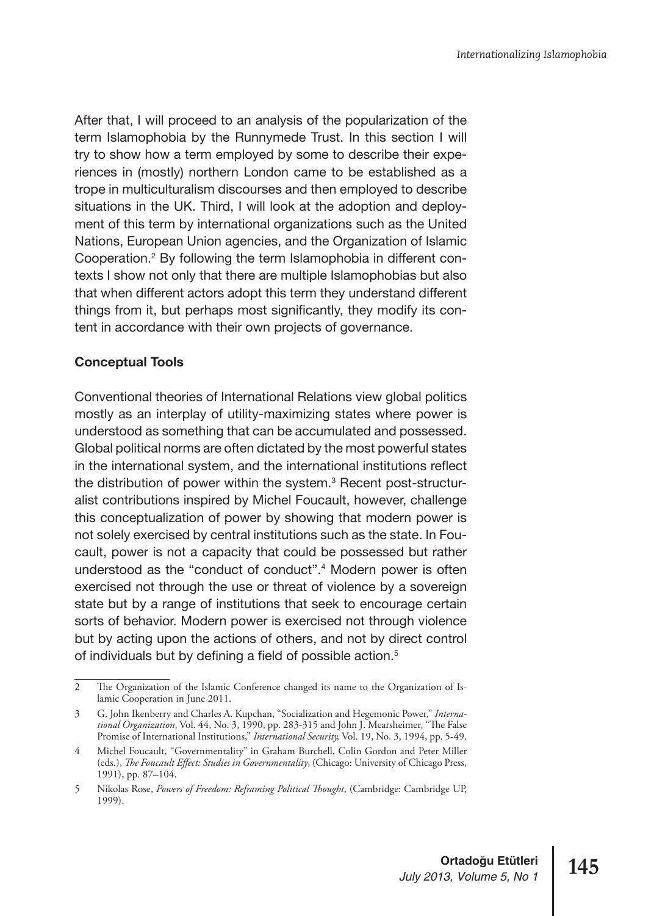After that, I will proceed to an analysis of the popularization of the term Islamophobia by the Runnymede Trust. In this section I will try to show how a term employed by some to describe their experiences in (mostly) northern London came to be established as a trope in multiculturalism discourses and then employed to describe situations in the UK. Third, I will look at the adoption and deployment of this term by international organizations such as the United Nations, European Union agencies, and the Organization of Islamic Cooperation.[2] By following the term Islamophobia in different contexts I show not only that there are multiple Islamophobias but also that when different actors adopt this term they understand different things from it, but perhaps most significantly, they modify its content in accordance with their own projects of governance.

**Conceptual Tools**

Conventional theories of International Relations view global politics mostly as an interplay of utility-maximizing states where power is understood as something that can be accumulated and possessed. Global political norms are often dictated by the most powerful states in the international system, and the international institutions reflect the distribution of power within the system.[3] Recent post-structuralist contributions inspired by Michel Foucault, however, challenge this conceptualization of power by showing that modern power is not solely exercised by central institutions such as the state. In Foucault, power is not a capacity that could be possessed but rather understood as the "conduct of conduct".[4] Modern power is often exercised not through the use or threat of violence by a sovereign state but by a range of institutions that seek to encourage certain sorts of behavior. Modern power is exercised not through violence but by acting upon the actions of others, and not by direct control of individuals but by defining a field of possible action.[5]

---

2 The Organization of the Islamic Conference changed its name to the Organization of Islamic Cooperation in June 2011.

3 G. John Ikenberry and Charles A. Kupchan, "Socialization and Hegemonic Power," *International Organization*, Vol. 44, No. 3, 1990, pp. 283-315 and John J. Mearsheimer, "The False Promise of International Institutions," *International Security,* Vol. 19, No. 3, 1994, pp. 5-49.

4 Michel Foucault, "Governmentality" in Graham Burchell, Colin Gordon and Peter Miller (eds.), *The Foucault Effect: Studies in Governmentality*, (Chicago: University of Chicago Press, 1991), pp. 87–104.

5 Nikolas Rose, *Powers of Freedom: Reframing Political Thought*, (Cambridge: Cambridge UP, 1999).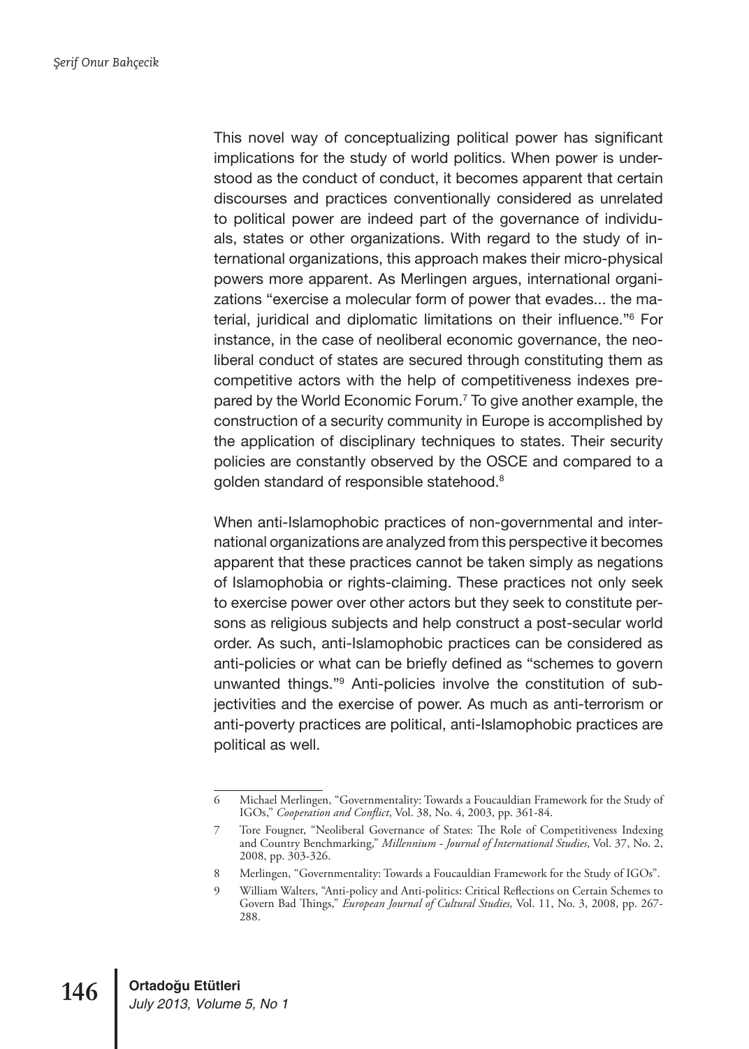This novel way of conceptualizing political power has significant implications for the study of world politics. When power is understood as the conduct of conduct, it becomes apparent that certain discourses and practices conventionally considered as unrelated to political power are indeed part of the governance of individuals, states or other organizations. With regard to the study of international organizations, this approach makes their micro-physical powers more apparent. As Merlingen argues, international organizations "exercise a molecular form of power that evades... the material, juridical and diplomatic limitations on their influence."[6] For instance, in the case of neoliberal economic governance, the neoliberal conduct of states are secured through constituting them as competitive actors with the help of competitiveness indexes prepared by the World Economic Forum.[7] To give another example, the construction of a security community in Europe is accomplished by the application of disciplinary techniques to states. Their security policies are constantly observed by the OSCE and compared to a golden standard of responsible statehood.[8]

When anti-Islamophobic practices of non-governmental and international organizations are analyzed from this perspective it becomes apparent that these practices cannot be taken simply as negations of Islamophobia or rights-claiming. These practices not only seek to exercise power over other actors but they seek to constitute persons as religious subjects and help construct a post-secular world order. As such, anti-Islamophobic practices can be considered as anti-policies or what can be briefly defined as "schemes to govern unwanted things."[9] Anti-policies involve the constitution of subjectivities and the exercise of power. As much as anti-terrorism or anti-poverty practices are political, anti-Islamophobic practices are political as well.

---

6 Michael Merlingen, "Governmentality: Towards a Foucauldian Framework for the Study of IGOs," *Cooperation and Conflict*, Vol. 38, No. 4, 2003, pp. 361-84.

7 Tore Fougner, "Neoliberal Governance of States: The Role of Competitiveness Indexing and Country Benchmarking," *Millennium - Journal of International Studies*, Vol. 37, No. 2, 2008, pp. 303-326.

8 Merlingen, "Governmentality: Towards a Foucauldian Framework for the Study of IGOs".

9 William Walters, "Anti-policy and Anti-politics: Critical Reflections on Certain Schemes to Govern Bad Things," *European Journal of Cultural Studies,* Vol. 11, No. 3, 2008, pp. 267-288.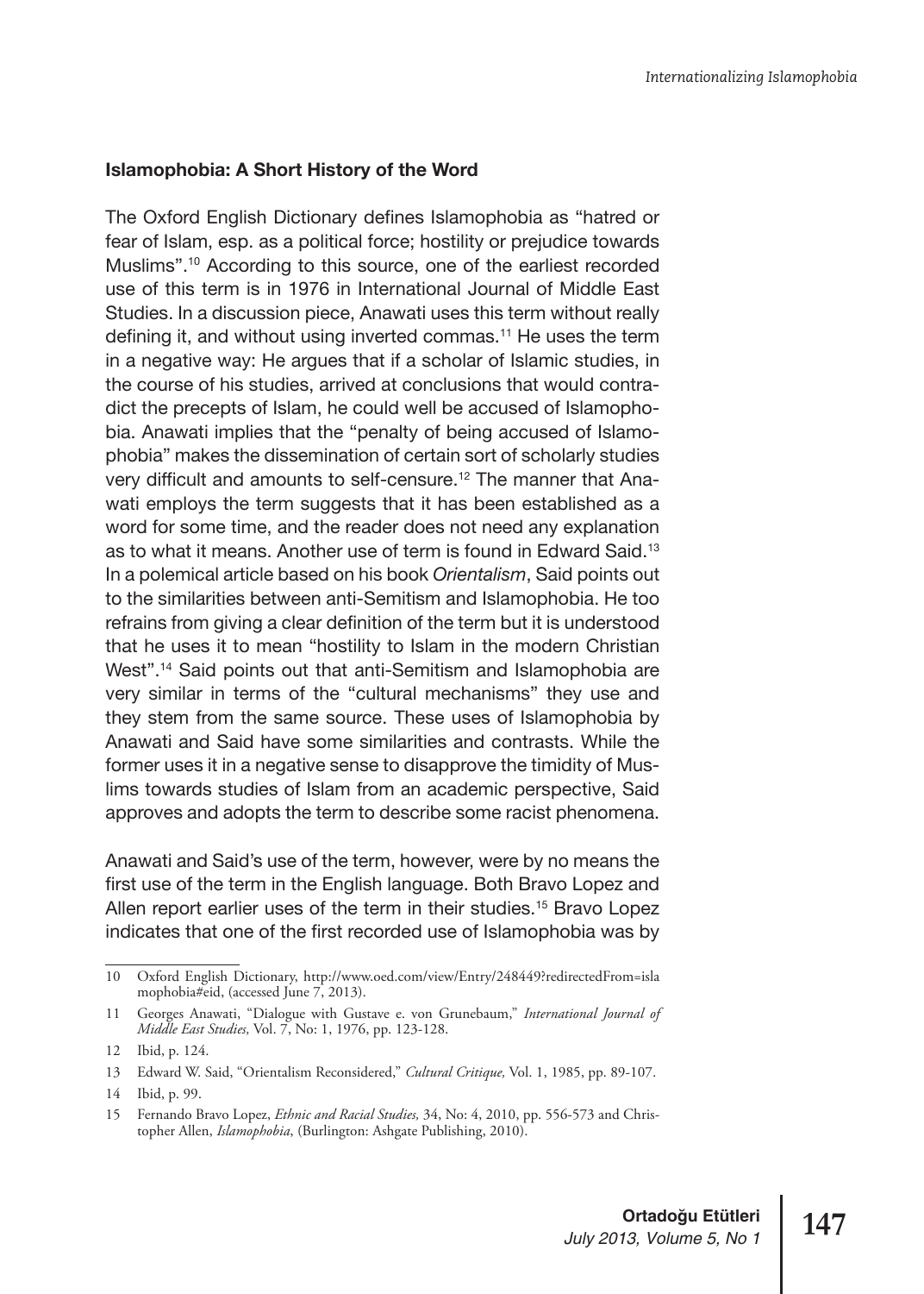### Islamophobia: A Short History of the Word

The Oxford English Dictionary defines Islamophobia as "hatred or fear of Islam, esp. as a political force; hostility or prejudice towards Muslims".[10] According to this source, one of the earliest recorded use of this term is in 1976 in International Journal of Middle East Studies. In a discussion piece, Anawati uses this term without really defining it, and without using inverted commas.[11] He uses the term in a negative way: He argues that if a scholar of Islamic studies, in the course of his studies, arrived at conclusions that would contradict the precepts of Islam, he could well be accused of Islamophobia. Anawati implies that the "penalty of being accused of Islamophobia" makes the dissemination of certain sort of scholarly studies very difficult and amounts to self-censure.[12] The manner that Anawati employs the term suggests that it has been established as a word for some time, and the reader does not need any explanation as to what it means. Another use of term is found in Edward Said.[13] In a polemical article based on his book *Orientalism*, Said points out to the similarities between anti-Semitism and Islamophobia. He too refrains from giving a clear definition of the term but it is understood that he uses it to mean "hostility to Islam in the modern Christian West".[14] Said points out that anti-Semitism and Islamophobia are very similar in terms of the "cultural mechanisms" they use and they stem from the same source. These uses of Islamophobia by Anawati and Said have some similarities and contrasts. While the former uses it in a negative sense to disapprove the timidity of Muslims towards studies of Islam from an academic perspective, Said approves and adopts the term to describe some racist phenomena.

Anawati and Said's use of the term, however, were by no means the first use of the term in the English language. Both Bravo Lopez and Allen report earlier uses of the term in their studies.[15] Bravo Lopez indicates that one of the first recorded use of Islamophobia was by

---

10 Oxford English Dictionary, http://www.oed.com/view/Entry/248449?redirectedFrom=islamophobia#eid, (accessed June 7, 2013).

11 Georges Anawati, "Dialogue with Gustave e. von Grunebaum," *International Journal of Middle East Studies,* Vol. 7, No: 1, 1976, pp. 123-128.

12 Ibid, p. 124.

13 Edward W. Said, "Orientalism Reconsidered," *Cultural Critique,* Vol. 1, 1985, pp. 89-107.

14 Ibid, p. 99.

15 Fernando Bravo Lopez, *Ethnic and Racial Studies,* 34, No: 4, 2010, pp. 556-573 and Christopher Allen, *Islamophobia*, (Burlington: Ashgate Publishing, 2010).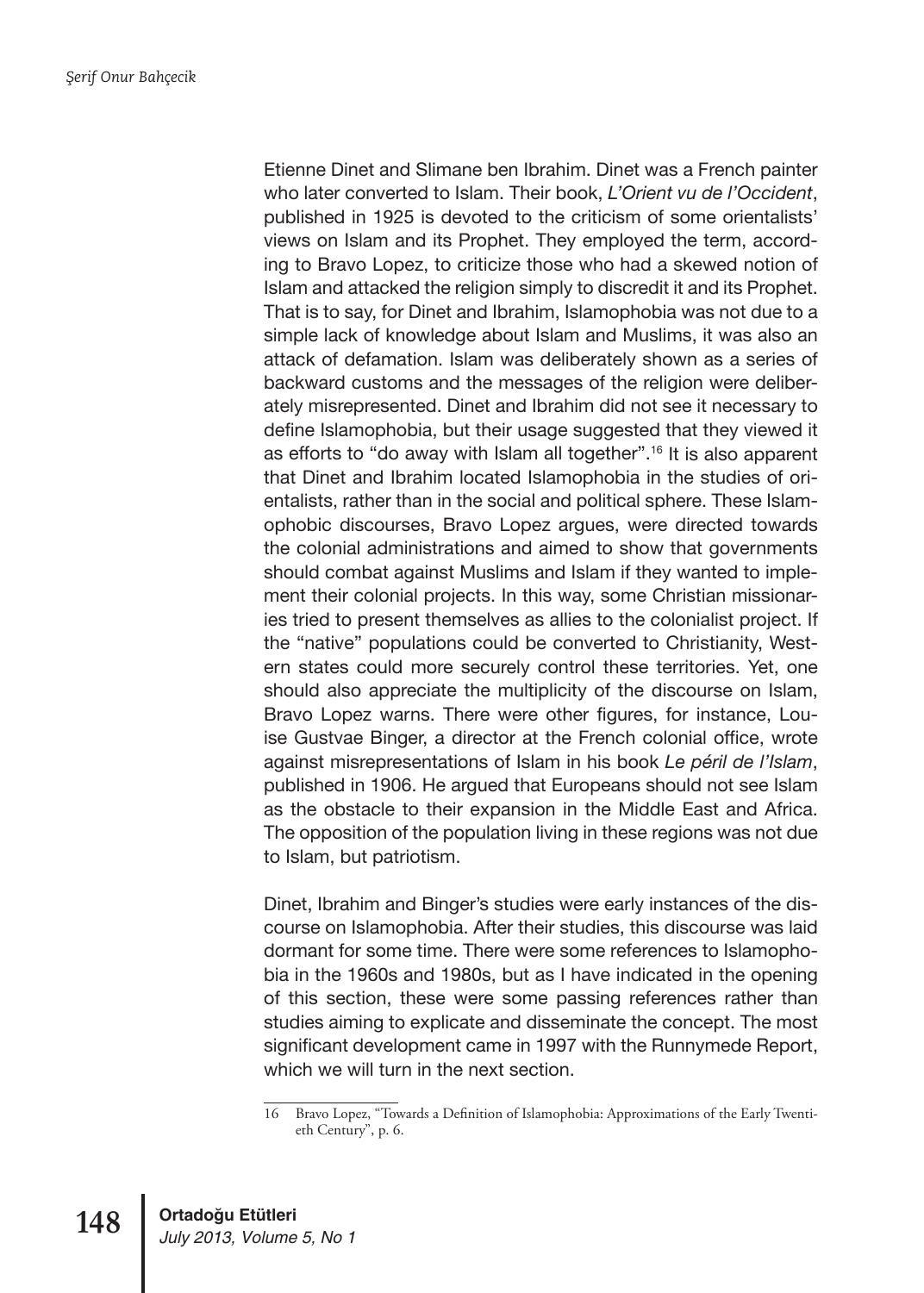Etienne Dinet and Slimane ben Ibrahim. Dinet was a French painter who later converted to Islam. Their book, *L'Orient vu de l'Occident*, published in 1925 is devoted to the criticism of some orientalists' views on Islam and its Prophet. They employed the term, according to Bravo Lopez, to criticize those who had a skewed notion of Islam and attacked the religion simply to discredit it and its Prophet. That is to say, for Dinet and Ibrahim, Islamophobia was not due to a simple lack of knowledge about Islam and Muslims, it was also an attack of defamation. Islam was deliberately shown as a series of backward customs and the messages of the religion were deliberately misrepresented. Dinet and Ibrahim did not see it necessary to define Islamophobia, but their usage suggested that they viewed it as efforts to "do away with Islam all together".[16] It is also apparent that Dinet and Ibrahim located Islamophobia in the studies of orientalists, rather than in the social and political sphere. These Islamophobic discourses, Bravo Lopez argues, were directed towards the colonial administrations and aimed to show that governments should combat against Muslims and Islam if they wanted to implement their colonial projects. In this way, some Christian missionaries tried to present themselves as allies to the colonialist project. If the "native" populations could be converted to Christianity, Western states could more securely control these territories. Yet, one should also appreciate the multiplicity of the discourse on Islam, Bravo Lopez warns. There were other figures, for instance, Louise Gustvae Binger, a director at the French colonial office, wrote against misrepresentations of Islam in his book *Le péril de l'Islam*, published in 1906. He argued that Europeans should not see Islam as the obstacle to their expansion in the Middle East and Africa. The opposition of the population living in these regions was not due to Islam, but patriotism.

Dinet, Ibrahim and Binger's studies were early instances of the discourse on Islamophobia. After their studies, this discourse was laid dormant for some time. There were some references to Islamophobia in the 1960s and 1980s, but as I have indicated in the opening of this section, these were some passing references rather than studies aiming to explicate and disseminate the concept. The most significant development came in 1997 with the Runnymede Report, which we will turn in the next section.

---

16 Bravo Lopez, "Towards a Definition of Islamophobia: Approximations of the Early Twentieth Century", p. 6.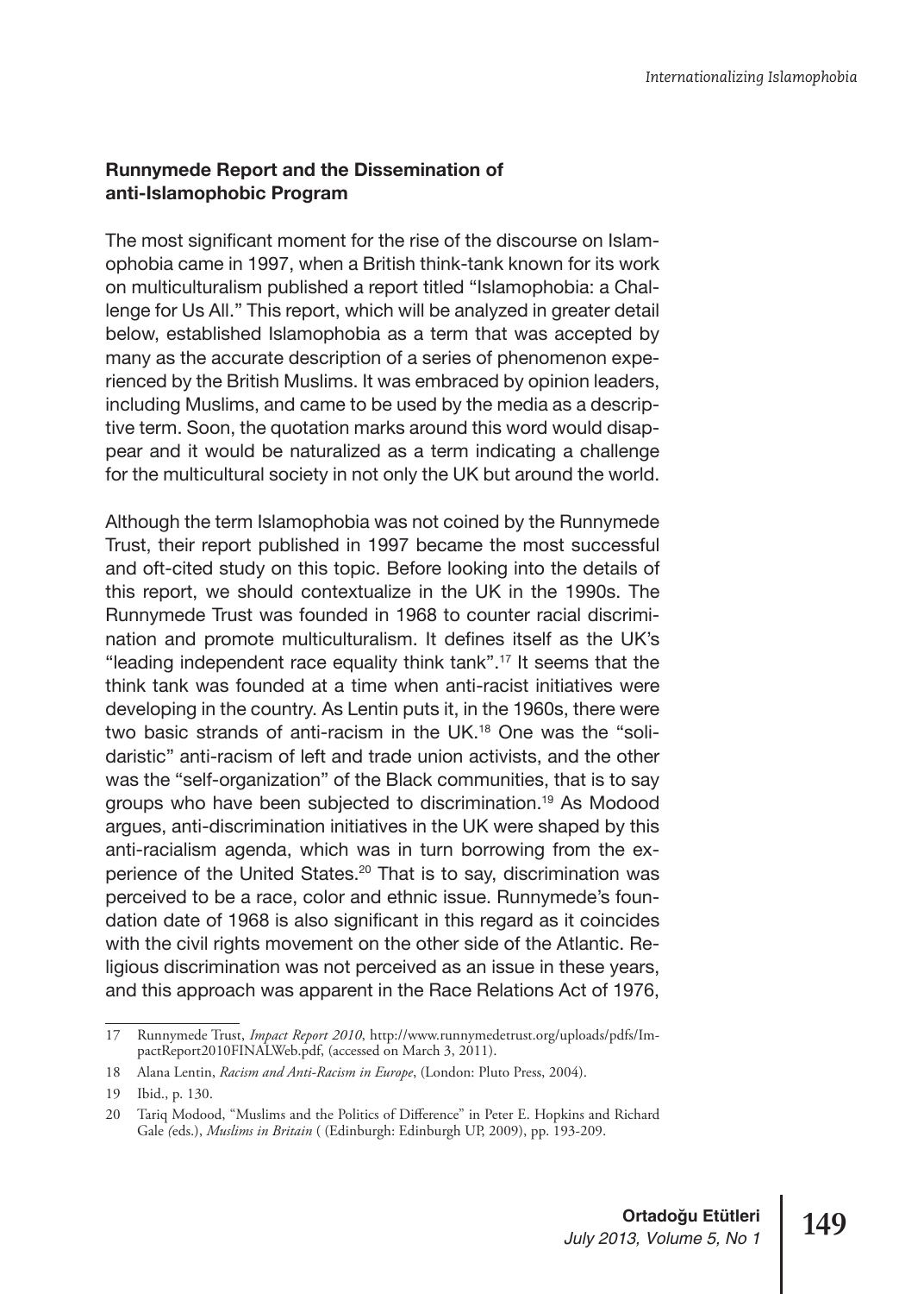## Runnymede Report and the Dissemination of anti-Islamophobic Program

The most significant moment for the rise of the discourse on Islamophobia came in 1997, when a British think-tank known for its work on multiculturalism published a report titled "Islamophobia: a Challenge for Us All." This report, which will be analyzed in greater detail below, established Islamophobia as a term that was accepted by many as the accurate description of a series of phenomenon experienced by the British Muslims. It was embraced by opinion leaders, including Muslims, and came to be used by the media as a descriptive term. Soon, the quotation marks around this word would disappear and it would be naturalized as a term indicating a challenge for the multicultural society in not only the UK but around the world.

Although the term Islamophobia was not coined by the Runnymede Trust, their report published in 1997 became the most successful and oft-cited study on this topic. Before looking into the details of this report, we should contextualize in the UK in the 1990s. The Runnymede Trust was founded in 1968 to counter racial discrimination and promote multiculturalism. It defines itself as the UK's "leading independent race equality think tank".[17] It seems that the think tank was founded at a time when anti-racist initiatives were developing in the country. As Lentin puts it, in the 1960s, there were two basic strands of anti-racism in the UK.[18] One was the "solidaristic" anti-racism of left and trade union activists, and the other was the "self-organization" of the Black communities, that is to say groups who have been subjected to discrimination.[19] As Modood argues, anti-discrimination initiatives in the UK were shaped by this anti-racialism agenda, which was in turn borrowing from the experience of the United States.[20] That is to say, discrimination was perceived to be a race, color and ethnic issue. Runnymede's foundation date of 1968 is also significant in this regard as it coincides with the civil rights movement on the other side of the Atlantic. Religious discrimination was not perceived as an issue in these years, and this approach was apparent in the Race Relations Act of 1976,

---

17 Runnymede Trust, *Impact Report 2010*, http://www.runnymedetrust.org/uploads/pdfs/ImpactReport2010FINALWeb.pdf, (accessed on March 3, 2011).

18 Alana Lentin, *Racism and Anti-Racism in Europe*, (London: Pluto Press, 2004).

19 Ibid., p. 130.

20 Tariq Modood, "Muslims and the Politics of Difference" in Peter E. Hopkins and Richard Gale (eds.), *Muslims in Britain* ( (Edinburgh: Edinburgh UP, 2009), pp. 193-209.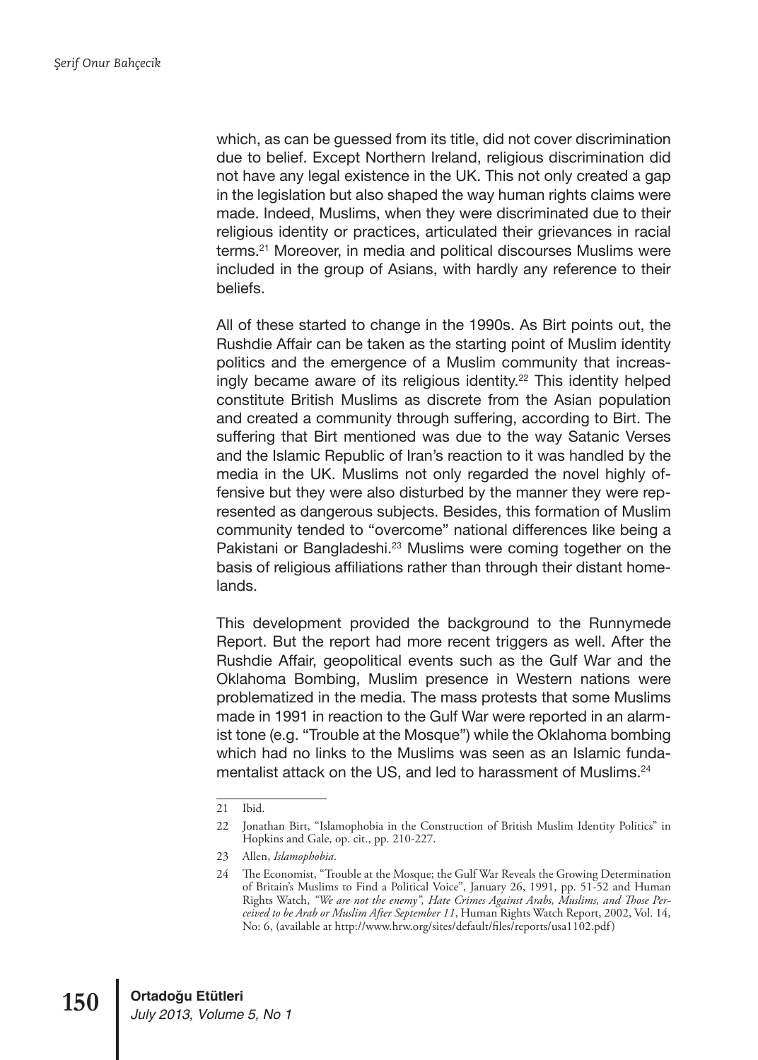which, as can be guessed from its title, did not cover discrimination due to belief. Except Northern Ireland, religious discrimination did not have any legal existence in the UK. This not only created a gap in the legislation but also shaped the way human rights claims were made. Indeed, Muslims, when they were discriminated due to their religious identity or practices, articulated their grievances in racial terms.[21] Moreover, in media and political discourses Muslims were included in the group of Asians, with hardly any reference to their beliefs.

All of these started to change in the 1990s. As Birt points out, the Rushdie Affair can be taken as the starting point of Muslim identity politics and the emergence of a Muslim community that increasingly became aware of its religious identity.[22] This identity helped constitute British Muslims as discrete from the Asian population and created a community through suffering, according to Birt. The suffering that Birt mentioned was due to the way Satanic Verses and the Islamic Republic of Iran's reaction to it was handled by the media in the UK. Muslims not only regarded the novel highly offensive but they were also disturbed by the manner they were represented as dangerous subjects. Besides, this formation of Muslim community tended to "overcome" national differences like being a Pakistani or Bangladeshi.[23] Muslims were coming together on the basis of religious affiliations rather than through their distant homelands.

This development provided the background to the Runnymede Report. But the report had more recent triggers as well. After the Rushdie Affair, geopolitical events such as the Gulf War and the Oklahoma Bombing, Muslim presence in Western nations were problematized in the media. The mass protests that some Muslims made in 1991 in reaction to the Gulf War were reported in an alarmist tone (e.g. "Trouble at the Mosque") while the Oklahoma bombing which had no links to the Muslims was seen as an Islamic fundamentalist attack on the US, and led to harassment of Muslims.[24]

---

21 Ibid.

22 Jonathan Birt, "Islamophobia in the Construction of British Muslim Identity Politics" in Hopkins and Gale, op. cit., pp. 210-227.

23 Allen, *Islamophobia*.

24 The Economist, "Trouble at the Mosque; the Gulf War Reveals the Growing Determination of Britain's Muslims to Find a Political Voice", January 26, 1991, pp. 51-52 and Human Rights Watch, *"We are not the enemy", Hate Crimes Against Arabs, Muslims, and Those Perceived to be Arab or Muslim After September 11*, Human Rights Watch Report, 2002, Vol. 14, No: 6, (available at http://www.hrw.org/sites/default/files/reports/usa1102.pdf)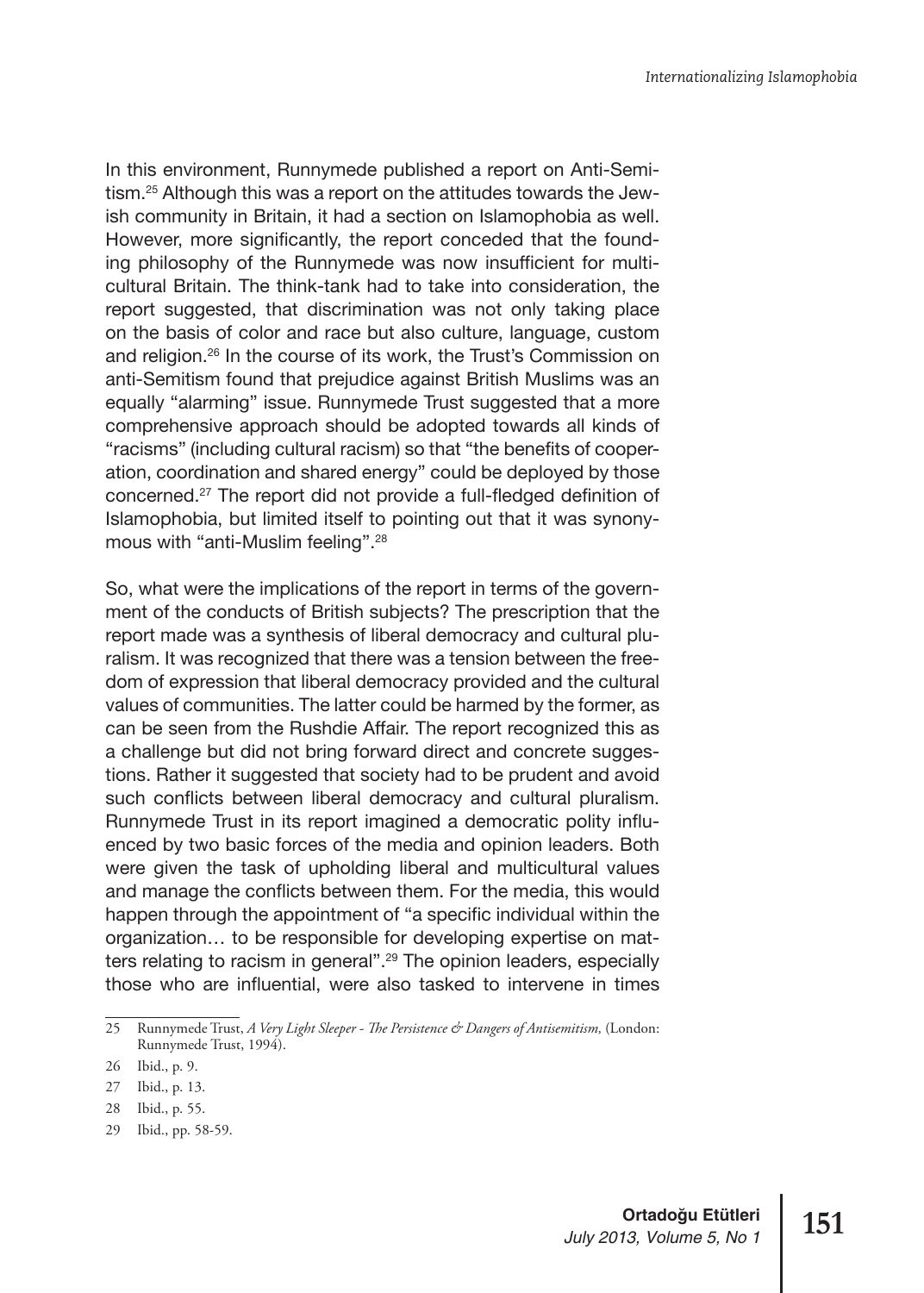In this environment, Runnymede published a report on Anti-Semitism.[25] Although this was a report on the attitudes towards the Jewish community in Britain, it had a section on Islamophobia as well. However, more significantly, the report conceded that the founding philosophy of the Runnymede was now insufficient for multicultural Britain. The think-tank had to take into consideration, the report suggested, that discrimination was not only taking place on the basis of color and race but also culture, language, custom and religion.[26] In the course of its work, the Trust's Commission on anti-Semitism found that prejudice against British Muslims was an equally "alarming" issue. Runnymede Trust suggested that a more comprehensive approach should be adopted towards all kinds of "racisms" (including cultural racism) so that "the benefits of cooperation, coordination and shared energy" could be deployed by those concerned.[27] The report did not provide a full-fledged definition of Islamophobia, but limited itself to pointing out that it was synonymous with "anti-Muslim feeling".[28]

So, what were the implications of the report in terms of the government of the conducts of British subjects? The prescription that the report made was a synthesis of liberal democracy and cultural pluralism. It was recognized that there was a tension between the freedom of expression that liberal democracy provided and the cultural values of communities. The latter could be harmed by the former, as can be seen from the Rushdie Affair. The report recognized this as a challenge but did not bring forward direct and concrete suggestions. Rather it suggested that society had to be prudent and avoid such conflicts between liberal democracy and cultural pluralism. Runnymede Trust in its report imagined a democratic polity influenced by two basic forces of the media and opinion leaders. Both were given the task of upholding liberal and multicultural values and manage the conflicts between them. For the media, this would happen through the appointment of "a specific individual within the organization… to be responsible for developing expertise on matters relating to racism in general".[29] The opinion leaders, especially those who are influential, were also tasked to intervene in times

---

25 Runnymede Trust, *A Very Light Sleeper - The Persistence & Dangers of Antisemitism,* (London: Runnymede Trust, 1994).

26 Ibid., p. 9.

27 Ibid., p. 13.

28 Ibid., p. 55.

29 Ibid., pp. 58-59.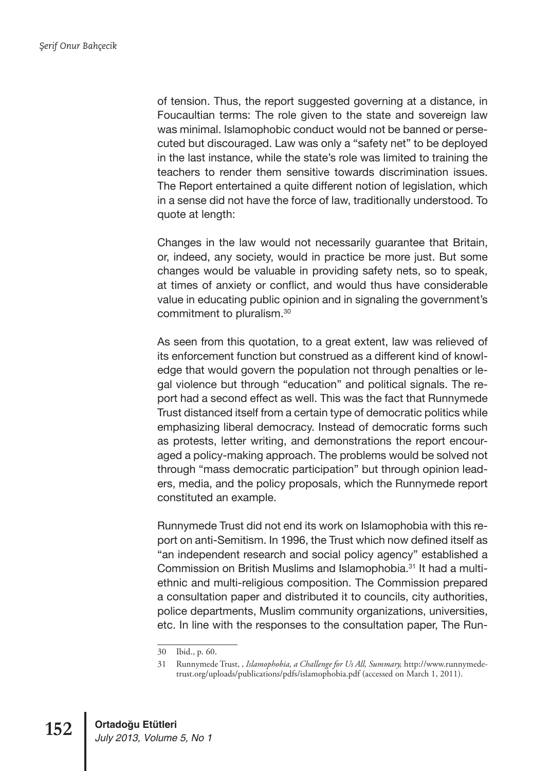of tension. Thus, the report suggested governing at a distance, in Foucaultian terms: The role given to the state and sovereign law was minimal. Islamophobic conduct would not be banned or persecuted but discouraged. Law was only a "safety net" to be deployed in the last instance, while the state's role was limited to training the teachers to render them sensitive towards discrimination issues. The Report entertained a quite different notion of legislation, which in a sense did not have the force of law, traditionally understood. To quote at length:

> Changes in the law would not necessarily guarantee that Britain, or, indeed, any society, would in practice be more just. But some changes would be valuable in providing safety nets, so to speak, at times of anxiety or conflict, and would thus have considerable value in educating public opinion and in signaling the government's commitment to pluralism.[30]

As seen from this quotation, to a great extent, law was relieved of its enforcement function but construed as a different kind of knowledge that would govern the population not through penalties or legal violence but through "education" and political signals. The report had a second effect as well. This was the fact that Runnymede Trust distanced itself from a certain type of democratic politics while emphasizing liberal democracy. Instead of democratic forms such as protests, letter writing, and demonstrations the report encouraged a policy-making approach. The problems would be solved not through "mass democratic participation" but through opinion leaders, media, and the policy proposals, which the Runnymede report constituted an example.

Runnymede Trust did not end its work on Islamophobia with this report on anti-Semitism. In 1996, the Trust which now defined itself as "an independent research and social policy agency" established a Commission on British Muslims and Islamophobia.[31] It had a multi-ethnic and multi-religious composition. The Commission prepared a consultation paper and distributed it to councils, city authorities, police departments, Muslim community organizations, universities, etc. In line with the responses to the consultation paper, The Run-

---

30 Ibid., p. 60.

31 Runnymede Trust, , *Islamophobia, a Challenge for Us All, Summary,* http://www.runnymedetrust.org/uploads/publications/pdfs/islamophobia.pdf (accessed on March 1, 2011).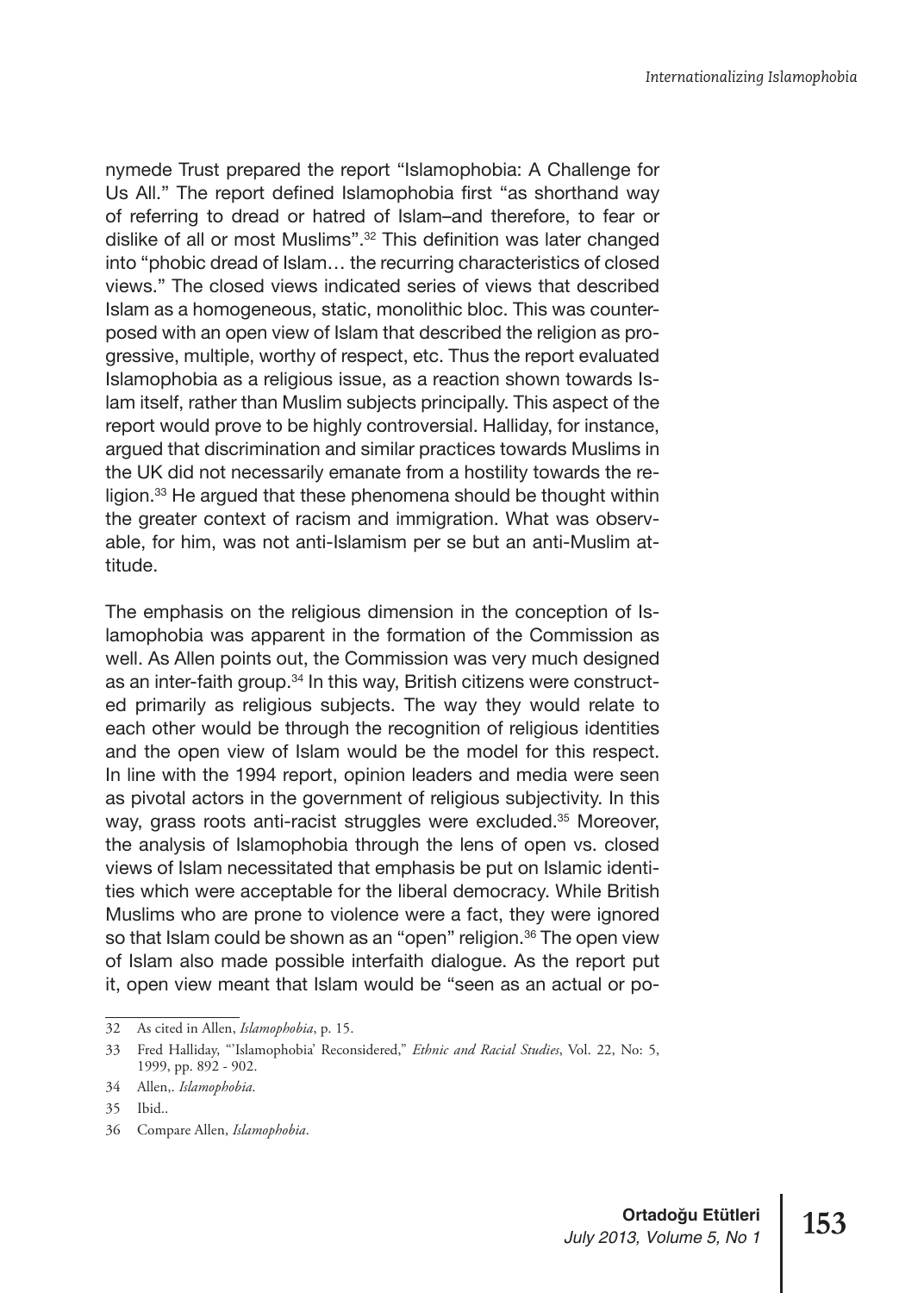nymede Trust prepared the report "Islamophobia: A Challenge for Us All." The report defined Islamophobia first "as shorthand way of referring to dread or hatred of Islam–and therefore, to fear or dislike of all or most Muslims".[32] This definition was later changed into "phobic dread of Islam… the recurring characteristics of closed views." The closed views indicated series of views that described Islam as a homogeneous, static, monolithic bloc. This was counterposed with an open view of Islam that described the religion as progressive, multiple, worthy of respect, etc. Thus the report evaluated Islamophobia as a religious issue, as a reaction shown towards Islam itself, rather than Muslim subjects principally. This aspect of the report would prove to be highly controversial. Halliday, for instance, argued that discrimination and similar practices towards Muslims in the UK did not necessarily emanate from a hostility towards the religion.[33] He argued that these phenomena should be thought within the greater context of racism and immigration. What was observable, for him, was not anti-Islamism per se but an anti-Muslim attitude.

The emphasis on the religious dimension in the conception of Islamophobia was apparent in the formation of the Commission as well. As Allen points out, the Commission was very much designed as an inter-faith group.[34] In this way, British citizens were constructed primarily as religious subjects. The way they would relate to each other would be through the recognition of religious identities and the open view of Islam would be the model for this respect. In line with the 1994 report, opinion leaders and media were seen as pivotal actors in the government of religious subjectivity. In this way, grass roots anti-racist struggles were excluded.[35] Moreover, the analysis of Islamophobia through the lens of open vs. closed views of Islam necessitated that emphasis be put on Islamic identities which were acceptable for the liberal democracy. While British Muslims who are prone to violence were a fact, they were ignored so that Islam could be shown as an "open" religion.[36] The open view of Islam also made possible interfaith dialogue. As the report put it, open view meant that Islam would be "seen as an actual or po-

---

32 As cited in Allen, *Islamophobia*, p. 15.

33 Fred Halliday, "'Islamophobia' Reconsidered," *Ethnic and Racial Studies*, Vol. 22, No: 5, 1999, pp. 892 - 902.

34 Allen,. *Islamophobia*.

35 Ibid..

36 Compare Allen, *Islamophobia*.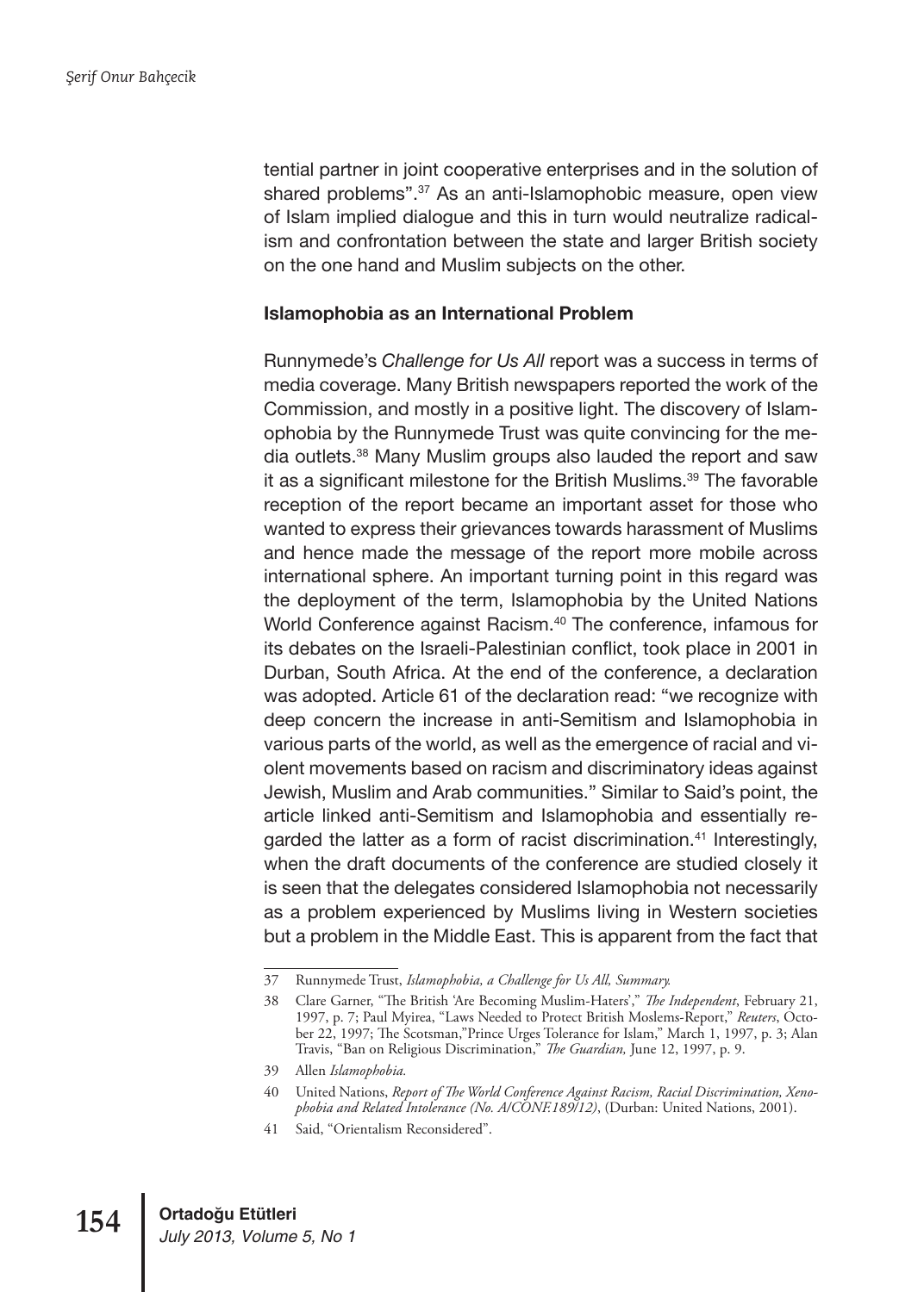tential partner in joint cooperative enterprises and in the solution of shared problems".[37] As an anti-Islamophobic measure, open view of Islam implied dialogue and this in turn would neutralize radicalism and confrontation between the state and larger British society on the one hand and Muslim subjects on the other.

**Islamophobia as an International Problem**

Runnymede's *Challenge for Us All* report was a success in terms of media coverage. Many British newspapers reported the work of the Commission, and mostly in a positive light. The discovery of Islamophobia by the Runnymede Trust was quite convincing for the media outlets.[38] Many Muslim groups also lauded the report and saw it as a significant milestone for the British Muslims.[39] The favorable reception of the report became an important asset for those who wanted to express their grievances towards harassment of Muslims and hence made the message of the report more mobile across international sphere. An important turning point in this regard was the deployment of the term, Islamophobia by the United Nations World Conference against Racism.[40] The conference, infamous for its debates on the Israeli-Palestinian conflict, took place in 2001 in Durban, South Africa. At the end of the conference, a declaration was adopted. Article 61 of the declaration read: "we recognize with deep concern the increase in anti-Semitism and Islamophobia in various parts of the world, as well as the emergence of racial and violent movements based on racism and discriminatory ideas against Jewish, Muslim and Arab communities." Similar to Said's point, the article linked anti-Semitism and Islamophobia and essentially regarded the latter as a form of racist discrimination.[41] Interestingly, when the draft documents of the conference are studied closely it is seen that the delegates considered Islamophobia not necessarily as a problem experienced by Muslims living in Western societies but a problem in the Middle East. This is apparent from the fact that

---

37 Runnymede Trust, *Islamophobia, a Challenge for Us All, Summary.*

38 Clare Garner, "The British 'Are Becoming Muslim-Haters'," *The Independent*, February 21, 1997, p. 7; Paul Myirea, "Laws Needed to Protect British Moslems-Report," *Reuters*, October 22, 1997; The Scotsman,"Prince Urges Tolerance for Islam," March 1, 1997, p. 3; Alan Travis, "Ban on Religious Discrimination," *The Guardian,* June 12, 1997, p. 9.

39 Allen *Islamophobia.*

40 United Nations, *Report of The World Conference Against Racism, Racial Discrimination, Xenophobia and Related Intolerance (No. A/CONF.189/12)*, (Durban: United Nations, 2001).

41 Said, "Orientalism Reconsidered".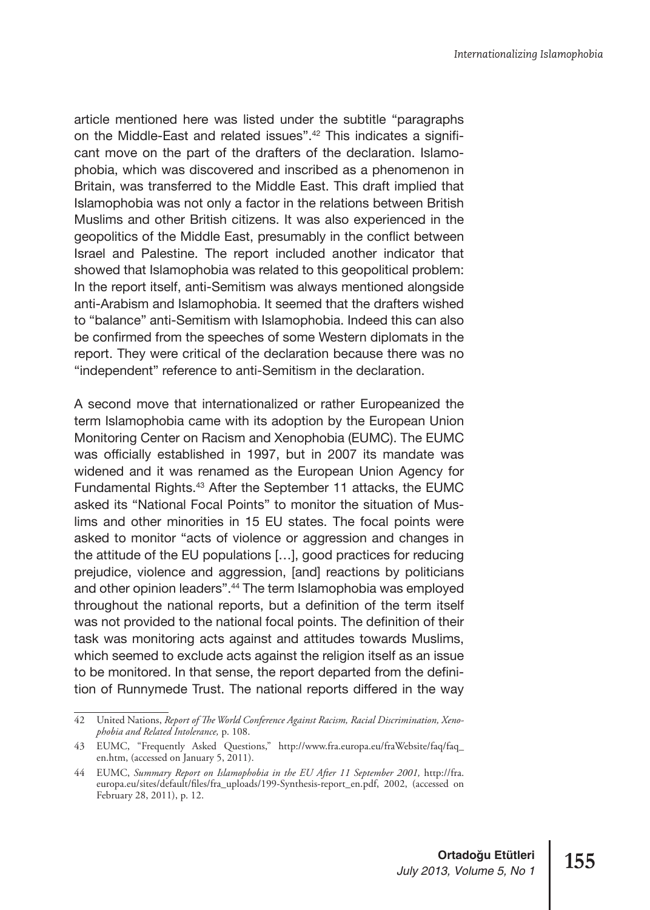article mentioned here was listed under the subtitle "paragraphs on the Middle-East and related issues".[42] This indicates a significant move on the part of the drafters of the declaration. Islamophobia, which was discovered and inscribed as a phenomenon in Britain, was transferred to the Middle East. This draft implied that Islamophobia was not only a factor in the relations between British Muslims and other British citizens. It was also experienced in the geopolitics of the Middle East, presumably in the conflict between Israel and Palestine. The report included another indicator that showed that Islamophobia was related to this geopolitical problem: In the report itself, anti-Semitism was always mentioned alongside anti-Arabism and Islamophobia. It seemed that the drafters wished to "balance" anti-Semitism with Islamophobia. Indeed this can also be confirmed from the speeches of some Western diplomats in the report. They were critical of the declaration because there was no "independent" reference to anti-Semitism in the declaration.

A second move that internationalized or rather Europeanized the term Islamophobia came with its adoption by the European Union Monitoring Center on Racism and Xenophobia (EUMC). The EUMC was officially established in 1997, but in 2007 its mandate was widened and it was renamed as the European Union Agency for Fundamental Rights.[43] After the September 11 attacks, the EUMC asked its "National Focal Points" to monitor the situation of Muslims and other minorities in 15 EU states. The focal points were asked to monitor "acts of violence or aggression and changes in the attitude of the EU populations […], good practices for reducing prejudice, violence and aggression, [and] reactions by politicians and other opinion leaders".[44] The term Islamophobia was employed throughout the national reports, but a definition of the term itself was not provided to the national focal points. The definition of their task was monitoring acts against and attitudes towards Muslims, which seemed to exclude acts against the religion itself as an issue to be monitored. In that sense, the report departed from the definition of Runnymede Trust. The national reports differed in the way

---

42 United Nations, *Report of The World Conference Against Racism, Racial Discrimination, Xenophobia and Related Intolerance,* p. 108.

43 EUMC, "Frequently Asked Questions," http://www.fra.europa.eu/fraWebsite/faq/faq_en.htm, (accessed on January 5, 2011).

44 EUMC, *Summary Report on Islamophobia in the EU After 11 September 2001,* http://fra.europa.eu/sites/default/files/fra_uploads/199-Synthesis-report_en.pdf, 2002, (accessed on February 28, 2011), p. 12.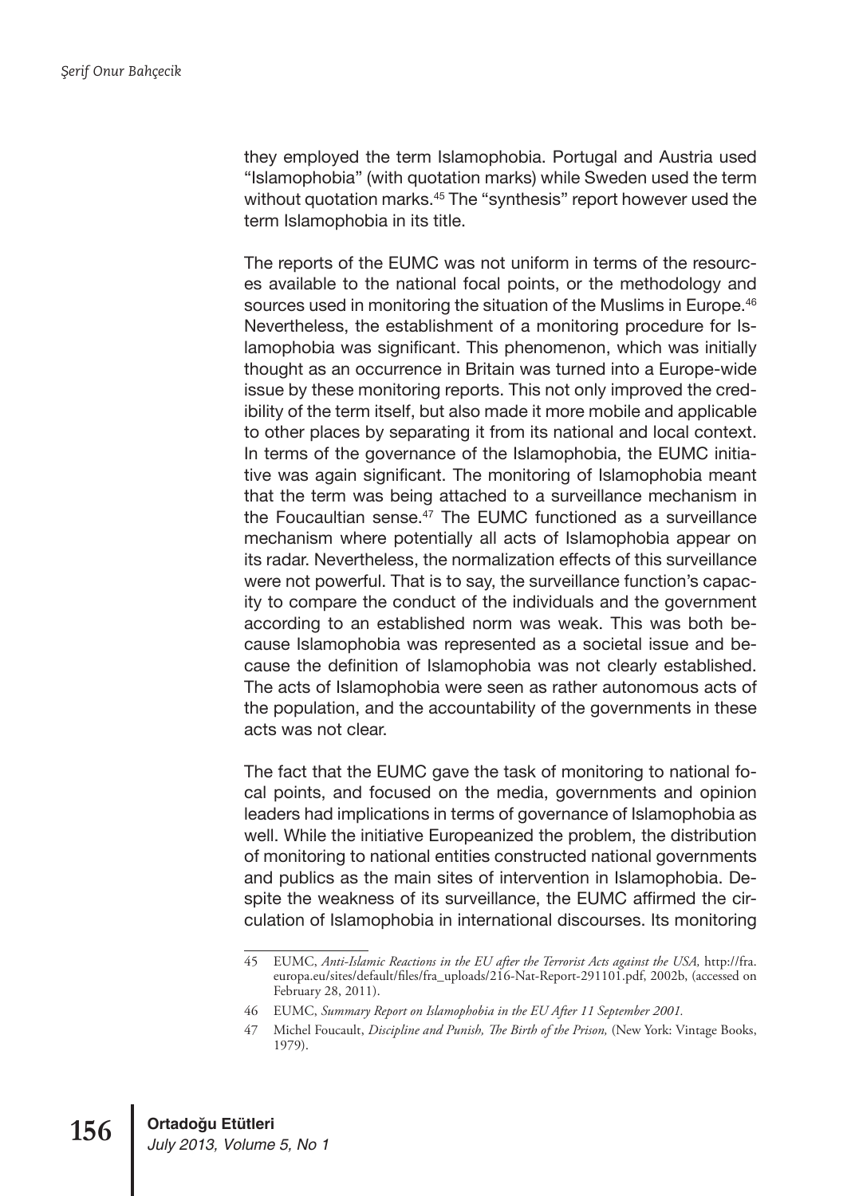they employed the term Islamophobia. Portugal and Austria used "Islamophobia" (with quotation marks) while Sweden used the term without quotation marks.[45] The "synthesis" report however used the term Islamophobia in its title.

The reports of the EUMC was not uniform in terms of the resources available to the national focal points, or the methodology and sources used in monitoring the situation of the Muslims in Europe.[46] Nevertheless, the establishment of a monitoring procedure for Islamophobia was significant. This phenomenon, which was initially thought as an occurrence in Britain was turned into a Europe-wide issue by these monitoring reports. This not only improved the credibility of the term itself, but also made it more mobile and applicable to other places by separating it from its national and local context. In terms of the governance of the Islamophobia, the EUMC initiative was again significant. The monitoring of Islamophobia meant that the term was being attached to a surveillance mechanism in the Foucaultian sense.[47] The EUMC functioned as a surveillance mechanism where potentially all acts of Islamophobia appear on its radar. Nevertheless, the normalization effects of this surveillance were not powerful. That is to say, the surveillance function's capacity to compare the conduct of the individuals and the government according to an established norm was weak. This was both because Islamophobia was represented as a societal issue and because the definition of Islamophobia was not clearly established. The acts of Islamophobia were seen as rather autonomous acts of the population, and the accountability of the governments in these acts was not clear.

The fact that the EUMC gave the task of monitoring to national focal points, and focused on the media, governments and opinion leaders had implications in terms of governance of Islamophobia as well. While the initiative Europeanized the problem, the distribution of monitoring to national entities constructed national governments and publics as the main sites of intervention in Islamophobia. Despite the weakness of its surveillance, the EUMC affirmed the circulation of Islamophobia in international discourses. Its monitoring

---

45 EUMC, *Anti-Islamic Reactions in the EU after the Terrorist Acts against the USA,* http://fra.europa.eu/sites/default/files/fra_uploads/216-Nat-Report-291101.pdf, 2002b, (accessed on February 28, 2011).

46 EUMC, *Summary Report on Islamophobia in the EU After 11 September 2001.*

47 Michel Foucault, *Discipline and Punish, The Birth of the Prison,* (New York: Vintage Books, 1979).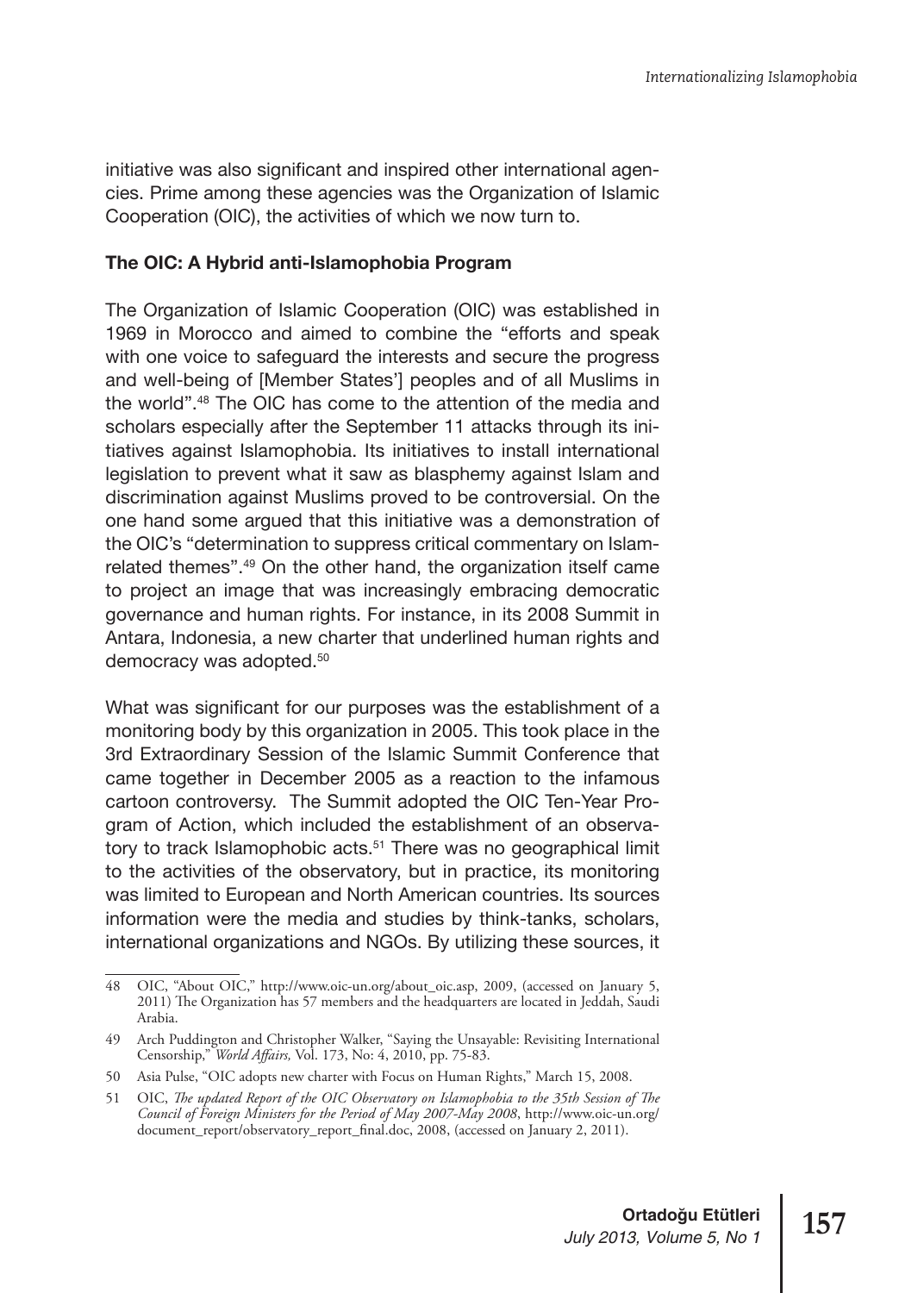initiative was also significant and inspired other international agencies. Prime among these agencies was the Organization of Islamic Cooperation (OIC), the activities of which we now turn to.

**The OIC: A Hybrid anti-Islamophobia Program**

The Organization of Islamic Cooperation (OIC) was established in 1969 in Morocco and aimed to combine the "efforts and speak with one voice to safeguard the interests and secure the progress and well-being of [Member States'] peoples and of all Muslims in the world".[48] The OIC has come to the attention of the media and scholars especially after the September 11 attacks through its initiatives against Islamophobia. Its initiatives to install international legislation to prevent what it saw as blasphemy against Islam and discrimination against Muslims proved to be controversial. On the one hand some argued that this initiative was a demonstration of the OIC's "determination to suppress critical commentary on Islam-related themes".[49] On the other hand, the organization itself came to project an image that was increasingly embracing democratic governance and human rights. For instance, in its 2008 Summit in Antara, Indonesia, a new charter that underlined human rights and democracy was adopted.[50]

What was significant for our purposes was the establishment of a monitoring body by this organization in 2005. This took place in the 3rd Extraordinary Session of the Islamic Summit Conference that came together in December 2005 as a reaction to the infamous cartoon controversy. The Summit adopted the OIC Ten-Year Program of Action, which included the establishment of an observatory to track Islamophobic acts.[51] There was no geographical limit to the activities of the observatory, but in practice, its monitoring was limited to European and North American countries. Its sources information were the media and studies by think-tanks, scholars, international organizations and NGOs. By utilizing these sources, it

---

48 OIC, "About OIC," http://www.oic-un.org/about_oic.asp, 2009, (accessed on January 5, 2011) The Organization has 57 members and the headquarters are located in Jeddah, Saudi Arabia.

49 Arch Puddington and Christopher Walker, "Saying the Unsayable: Revisiting International Censorship," *World Affairs,* Vol. 173, No: 4, 2010, pp. 75-83.

50 Asia Pulse, "OIC adopts new charter with Focus on Human Rights," March 15, 2008.

51 OIC, *The updated Report of the OIC Observatory on Islamophobia to the 35th Session of The Council of Foreign Ministers for the Period of May 2007-May 2008*, http://www.oic-un.org/document_report/observatory_report_final.doc, 2008, (accessed on January 2, 2011).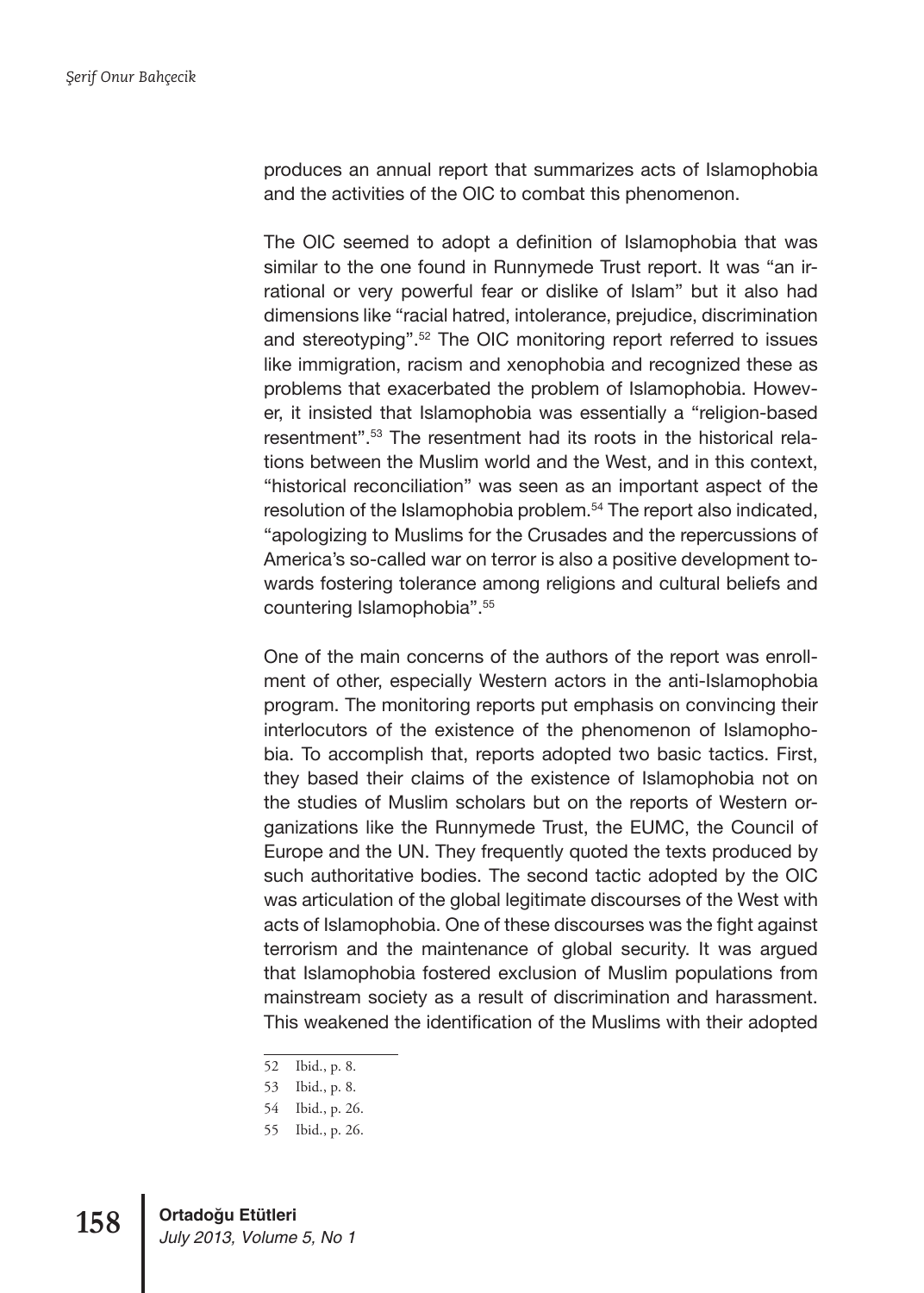produces an annual report that summarizes acts of Islamophobia and the activities of the OIC to combat this phenomenon.

The OIC seemed to adopt a definition of Islamophobia that was similar to the one found in Runnymede Trust report. It was "an irrational or very powerful fear or dislike of Islam" but it also had dimensions like "racial hatred, intolerance, prejudice, discrimination and stereotyping".[52] The OIC monitoring report referred to issues like immigration, racism and xenophobia and recognized these as problems that exacerbated the problem of Islamophobia. However, it insisted that Islamophobia was essentially a "religion-based resentment".[53] The resentment had its roots in the historical relations between the Muslim world and the West, and in this context, "historical reconciliation" was seen as an important aspect of the resolution of the Islamophobia problem.[54] The report also indicated, "apologizing to Muslims for the Crusades and the repercussions of America's so-called war on terror is also a positive development towards fostering tolerance among religions and cultural beliefs and countering Islamophobia".[55]

One of the main concerns of the authors of the report was enrollment of other, especially Western actors in the anti-Islamophobia program. The monitoring reports put emphasis on convincing their interlocutors of the existence of the phenomenon of Islamophobia. To accomplish that, reports adopted two basic tactics. First, they based their claims of the existence of Islamophobia not on the studies of Muslim scholars but on the reports of Western organizations like the Runnymede Trust, the EUMC, the Council of Europe and the UN. They frequently quoted the texts produced by such authoritative bodies. The second tactic adopted by the OIC was articulation of the global legitimate discourses of the West with acts of Islamophobia. One of these discourses was the fight against terrorism and the maintenance of global security. It was argued that Islamophobia fostered exclusion of Muslim populations from mainstream society as a result of discrimination and harassment. This weakened the identification of the Muslims with their adopted

52 Ibid., p. 8.

53 Ibid., p. 8.

54 Ibid., p. 26.

55 Ibid., p. 26.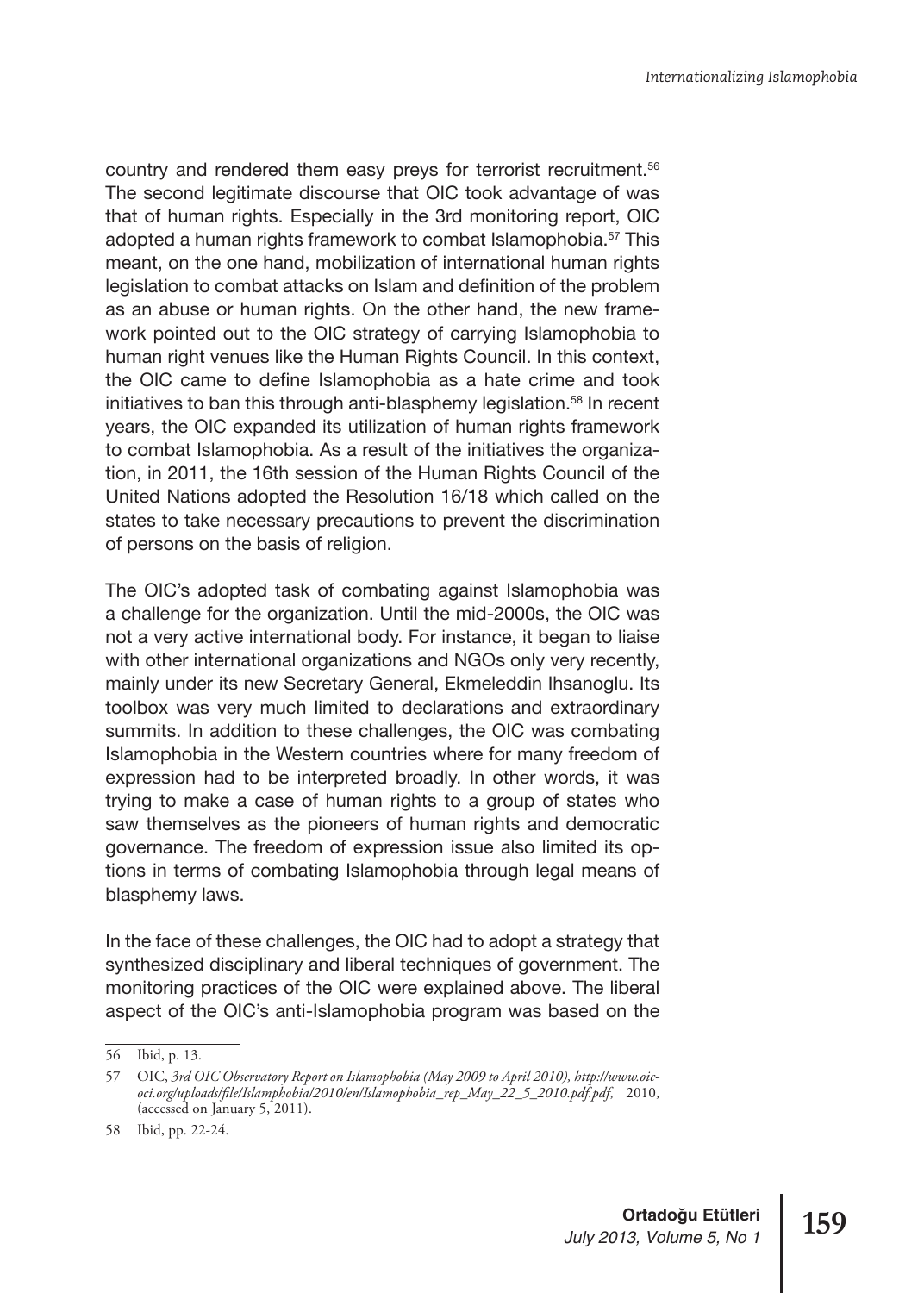country and rendered them easy preys for terrorist recruitment.[56] The second legitimate discourse that OIC took advantage of was that of human rights. Especially in the 3rd monitoring report, OIC adopted a human rights framework to combat Islamophobia.[57] This meant, on the one hand, mobilization of international human rights legislation to combat attacks on Islam and definition of the problem as an abuse or human rights. On the other hand, the new framework pointed out to the OIC strategy of carrying Islamophobia to human right venues like the Human Rights Council. In this context, the OIC came to define Islamophobia as a hate crime and took initiatives to ban this through anti-blasphemy legislation.[58] In recent years, the OIC expanded its utilization of human rights framework to combat Islamophobia. As a result of the initiatives the organization, in 2011, the 16th session of the Human Rights Council of the United Nations adopted the Resolution 16/18 which called on the states to take necessary precautions to prevent the discrimination of persons on the basis of religion.

The OIC's adopted task of combating against Islamophobia was a challenge for the organization. Until the mid-2000s, the OIC was not a very active international body. For instance, it began to liaise with other international organizations and NGOs only very recently, mainly under its new Secretary General, Ekmeleddin Ihsanoglu. Its toolbox was very much limited to declarations and extraordinary summits. In addition to these challenges, the OIC was combating Islamophobia in the Western countries where for many freedom of expression had to be interpreted broadly. In other words, it was trying to make a case of human rights to a group of states who saw themselves as the pioneers of human rights and democratic governance. The freedom of expression issue also limited its options in terms of combating Islamophobia through legal means of blasphemy laws.

In the face of these challenges, the OIC had to adopt a strategy that synthesized disciplinary and liberal techniques of government. The monitoring practices of the OIC were explained above. The liberal aspect of the OIC's anti-Islamophobia program was based on the

---

56 Ibid, p. 13.

57 OIC, *3rd OIC Observatory Report on Islamophobia (May 2009 to April 2010), http://www.oic-oci.org/uploads/file/Islamphobia/2010/en/Islamophobia_rep_May_22_5_2010.pdf.pdf*, 2010, (accessed on January 5, 2011).

58 Ibid, pp. 22-24.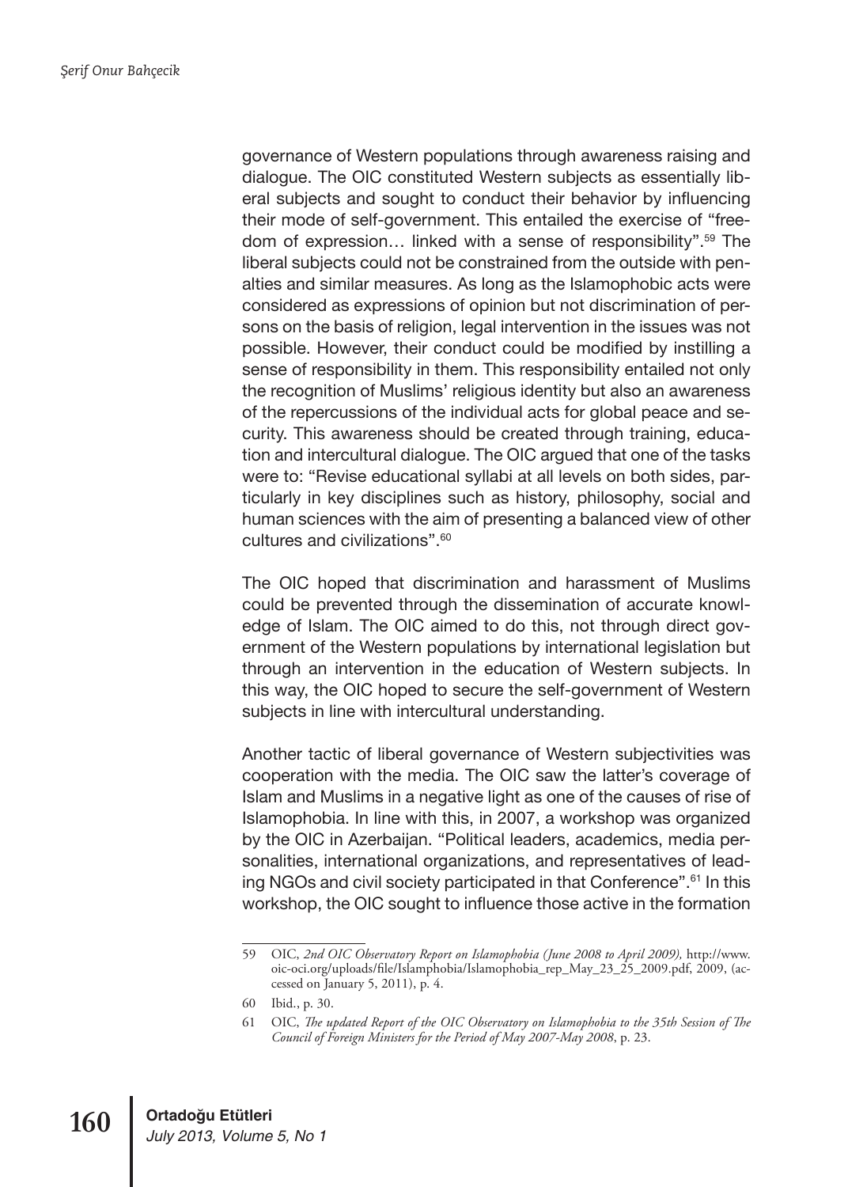governance of Western populations through awareness raising and dialogue. The OIC constituted Western subjects as essentially liberal subjects and sought to conduct their behavior by influencing their mode of self-government. This entailed the exercise of "freedom of expression… linked with a sense of responsibility".[59] The liberal subjects could not be constrained from the outside with penalties and similar measures. As long as the Islamophobic acts were considered as expressions of opinion but not discrimination of persons on the basis of religion, legal intervention in the issues was not possible. However, their conduct could be modified by instilling a sense of responsibility in them. This responsibility entailed not only the recognition of Muslims' religious identity but also an awareness of the repercussions of the individual acts for global peace and security. This awareness should be created through training, education and intercultural dialogue. The OIC argued that one of the tasks were to: "Revise educational syllabi at all levels on both sides, particularly in key disciplines such as history, philosophy, social and human sciences with the aim of presenting a balanced view of other cultures and civilizations".[60]

The OIC hoped that discrimination and harassment of Muslims could be prevented through the dissemination of accurate knowledge of Islam. The OIC aimed to do this, not through direct government of the Western populations by international legislation but through an intervention in the education of Western subjects. In this way, the OIC hoped to secure the self-government of Western subjects in line with intercultural understanding.

Another tactic of liberal governance of Western subjectivities was cooperation with the media. The OIC saw the latter's coverage of Islam and Muslims in a negative light as one of the causes of rise of Islamophobia. In line with this, in 2007, a workshop was organized by the OIC in Azerbaijan. "Political leaders, academics, media personalities, international organizations, and representatives of leading NGOs and civil society participated in that Conference".[61] In this workshop, the OIC sought to influence those active in the formation

---

59 OIC, *2nd OIC Observatory Report on Islamophobia (June 2008 to April 2009),* http://www.oic-oci.org/uploads/file/Islamphobia/Islamophobia_rep_May_23_25_2009.pdf, 2009, (accessed on January 5, 2011), p. 4.

60 Ibid., p. 30.

61 OIC, *The updated Report of the OIC Observatory on Islamophobia to the 35th Session of The Council of Foreign Ministers for the Period of May 2007-May 2008*, p. 23.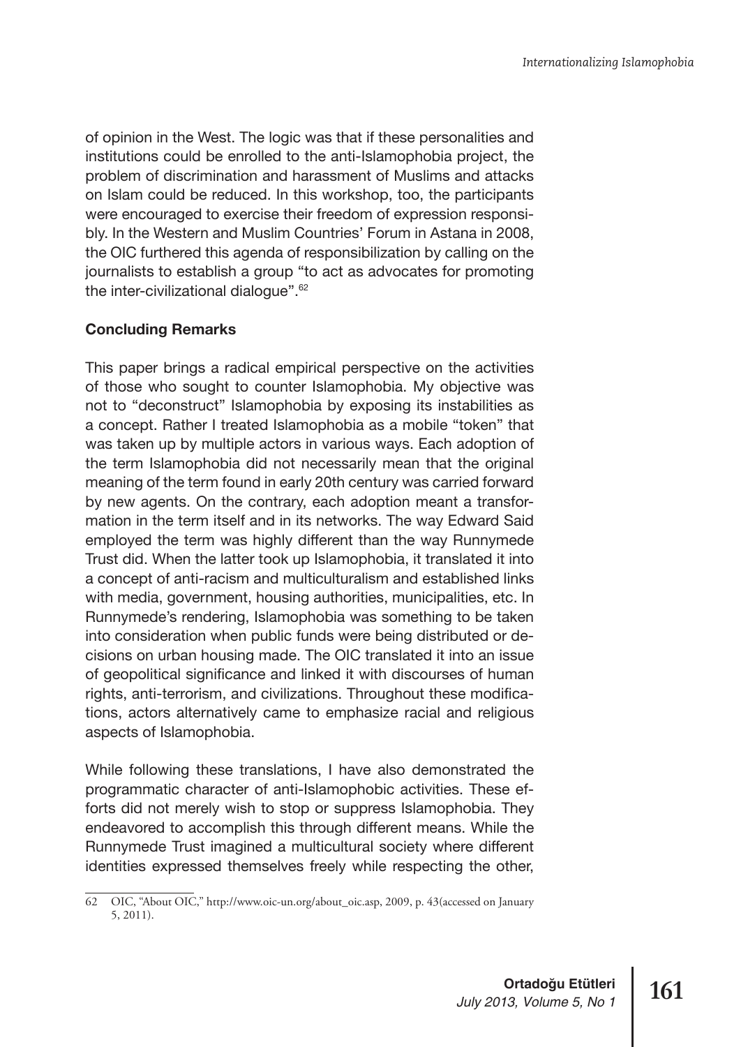of opinion in the West. The logic was that if these personalities and institutions could be enrolled to the anti-Islamophobia project, the problem of discrimination and harassment of Muslims and attacks on Islam could be reduced. In this workshop, too, the participants were encouraged to exercise their freedom of expression responsibly. In the Western and Muslim Countries' Forum in Astana in 2008, the OIC furthered this agenda of responsibilization by calling on the journalists to establish a group "to act as advocates for promoting the inter-civilizational dialogue".[62]

**Concluding Remarks**

This paper brings a radical empirical perspective on the activities of those who sought to counter Islamophobia. My objective was not to "deconstruct" Islamophobia by exposing its instabilities as a concept. Rather I treated Islamophobia as a mobile "token" that was taken up by multiple actors in various ways. Each adoption of the term Islamophobia did not necessarily mean that the original meaning of the term found in early 20th century was carried forward by new agents. On the contrary, each adoption meant a transformation in the term itself and in its networks. The way Edward Said employed the term was highly different than the way Runnymede Trust did. When the latter took up Islamophobia, it translated it into a concept of anti-racism and multiculturalism and established links with media, government, housing authorities, municipalities, etc. In Runnymede's rendering, Islamophobia was something to be taken into consideration when public funds were being distributed or decisions on urban housing made. The OIC translated it into an issue of geopolitical significance and linked it with discourses of human rights, anti-terrorism, and civilizations. Throughout these modifications, actors alternatively came to emphasize racial and religious aspects of Islamophobia.

While following these translations, I have also demonstrated the programmatic character of anti-Islamophobic activities. These efforts did not merely wish to stop or suppress Islamophobia. They endeavored to accomplish this through different means. While the Runnymede Trust imagined a multicultural society where different identities expressed themselves freely while respecting the other,

---

62 OIC, "About OIC," http://www.oic-un.org/about_oic.asp, 2009, p. 43(accessed on January 5, 2011).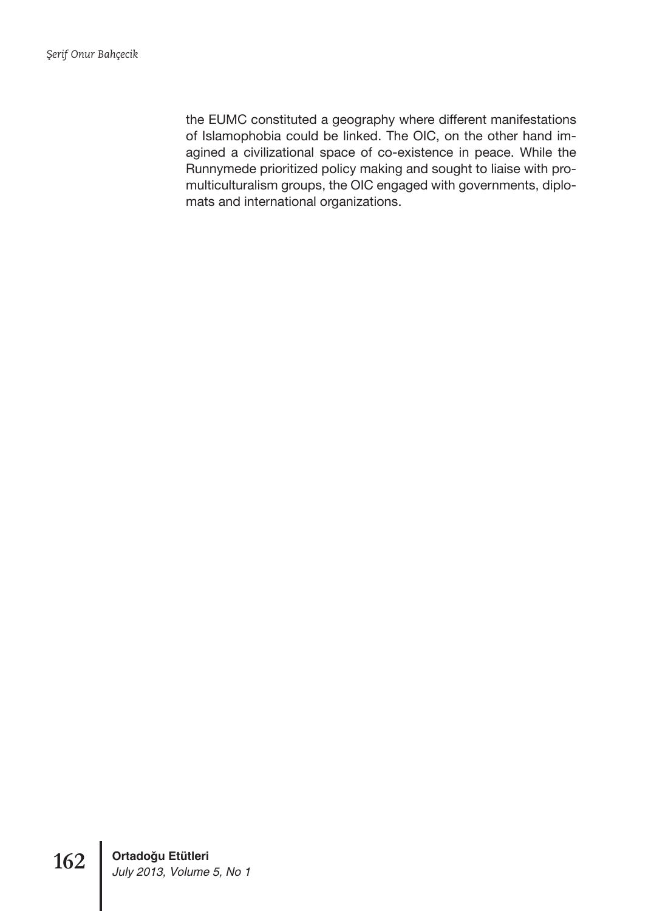the EUMC constituted a geography where different manifestations of Islamophobia could be linked. The OIC, on the other hand imagined a civilizational space of co-existence in peace. While the Runnymede prioritized policy making and sought to liaise with pro-multiculturalism groups, the OIC engaged with governments, diplomats and international organizations.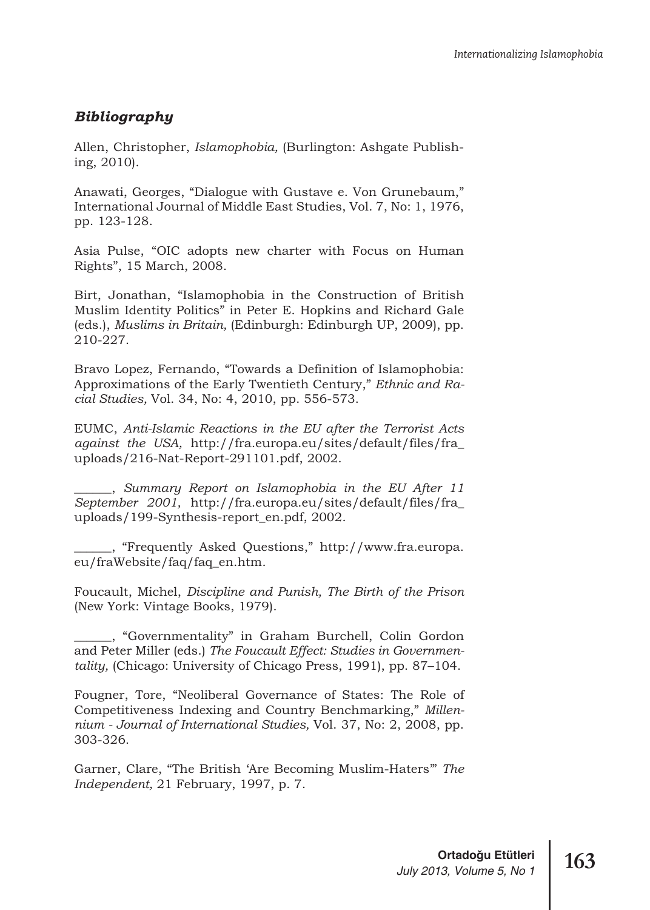## *Bibliography*

Allen, Christopher, *Islamophobia,* (Burlington: Ashgate Publishing, 2010).

Anawati, Georges, "Dialogue with Gustave e. Von Grunebaum," International Journal of Middle East Studies, Vol. 7, No: 1, 1976, pp. 123-128.

Asia Pulse, "OIC adopts new charter with Focus on Human Rights", 15 March, 2008.

Birt, Jonathan, "Islamophobia in the Construction of British Muslim Identity Politics" in Peter E. Hopkins and Richard Gale (eds.), *Muslims in Britain,* (Edinburgh: Edinburgh UP, 2009), pp. 210-227.

Bravo Lopez, Fernando, "Towards a Definition of Islamophobia: Approximations of the Early Twentieth Century," *Ethnic and Racial Studies,* Vol. 34, No: 4, 2010, pp. 556-573.

EUMC, *Anti-Islamic Reactions in the EU after the Terrorist Acts against the USA,* http://fra.europa.eu/sites/default/files/fra_uploads/216-Nat-Report-291101.pdf, 2002.

______, *Summary Report on Islamophobia in the EU After 11 September 2001,* http://fra.europa.eu/sites/default/files/fra_uploads/199-Synthesis-report_en.pdf, 2002.

______, "Frequently Asked Questions," http://www.fra.europa.eu/fraWebsite/faq/faq_en.htm.

Foucault, Michel, *Discipline and Punish, The Birth of the Prison* (New York: Vintage Books, 1979).

______, "Governmentality" in Graham Burchell, Colin Gordon and Peter Miller (eds.) *The Foucault Effect: Studies in Governmentality,* (Chicago: University of Chicago Press, 1991), pp. 87–104.

Fougner, Tore, "Neoliberal Governance of States: The Role of Competitiveness Indexing and Country Benchmarking," *Millennium - Journal of International Studies,* Vol. 37, No: 2, 2008, pp. 303-326.

Garner, Clare, "The British 'Are Becoming Muslim-Haters'" *The Independent,* 21 February, 1997, p. 7.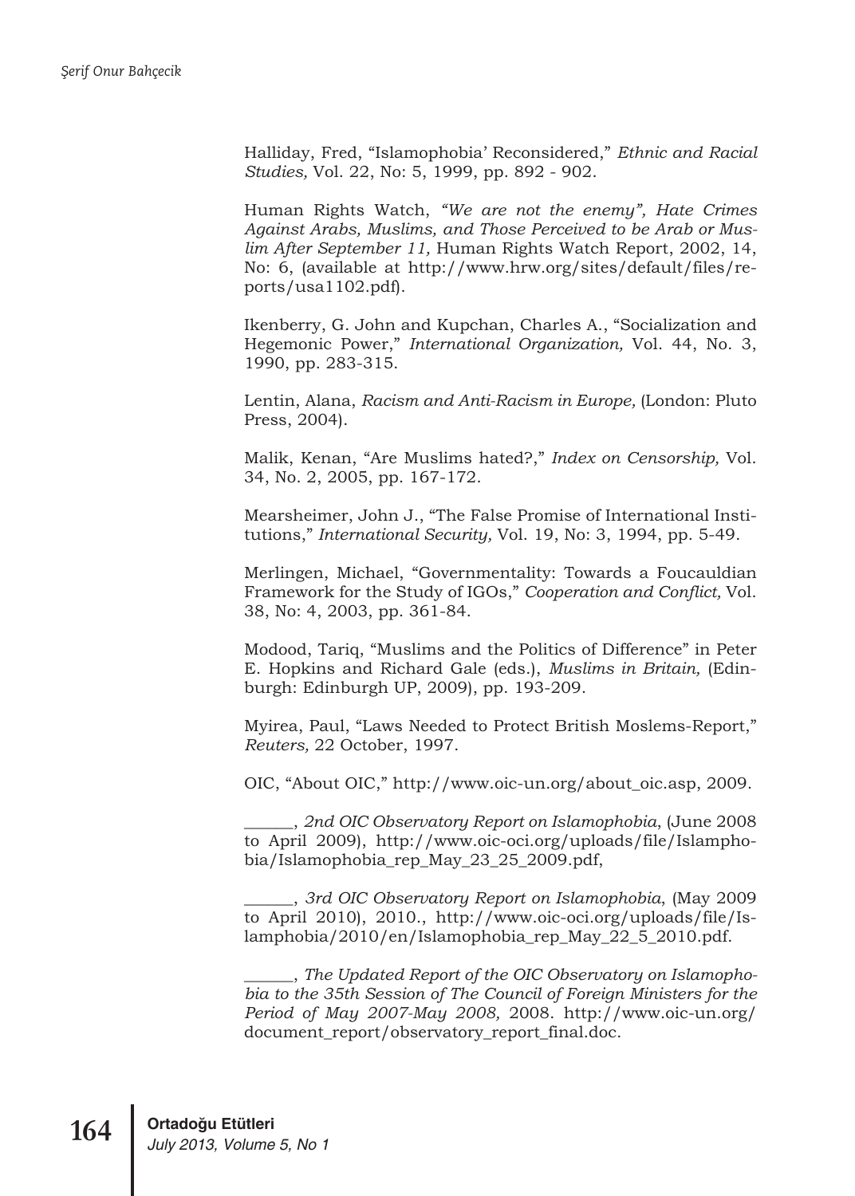Halliday, Fred, "Islamophobia' Reconsidered," *Ethnic and Racial Studies,* Vol. 22, No: 5, 1999, pp. 892 - 902.

Human Rights Watch, *"We are not the enemy", Hate Crimes Against Arabs, Muslims, and Those Perceived to be Arab or Muslim After September 11,* Human Rights Watch Report, 2002, 14, No: 6, (available at http://www.hrw.org/sites/default/files/reports/usa1102.pdf).

Ikenberry, G. John and Kupchan, Charles A., "Socialization and Hegemonic Power," *International Organization,* Vol. 44, No. 3, 1990, pp. 283-315.

Lentin, Alana, *Racism and Anti-Racism in Europe,* (London: Pluto Press, 2004).

Malik, Kenan, "Are Muslims hated?," *Index on Censorship,* Vol. 34, No. 2, 2005, pp. 167-172.

Mearsheimer, John J., "The False Promise of International Institutions," *International Security,* Vol. 19, No: 3, 1994, pp. 5-49.

Merlingen, Michael, "Governmentality: Towards a Foucauldian Framework for the Study of IGOs," *Cooperation and Conflict,* Vol. 38, No: 4, 2003, pp. 361-84.

Modood, Tariq, "Muslims and the Politics of Difference" in Peter E. Hopkins and Richard Gale (eds.), *Muslims in Britain,* (Edinburgh: Edinburgh UP, 2009), pp. 193-209.

Myirea, Paul, "Laws Needed to Protect British Moslems-Report," *Reuters,* 22 October, 1997.

OIC, "About OIC," http://www.oic-un.org/about_oic.asp, 2009.

______, *2nd OIC Observatory Report on Islamophobia*, (June 2008 to April 2009), http://www.oic-oci.org/uploads/file/Islamphobia/Islamophobia_rep_May_23_25_2009.pdf,

______, *3rd OIC Observatory Report on Islamophobia*, (May 2009 to April 2010), 2010., http://www.oic-oci.org/uploads/file/Islamphobia/2010/en/Islamophobia_rep_May_22_5_2010.pdf.

______, *The Updated Report of the OIC Observatory on Islamophobia to the 35th Session of The Council of Foreign Ministers for the Period of May 2007-May 2008,* 2008. http://www.oic-un.org/document_report/observatory_report_final.doc.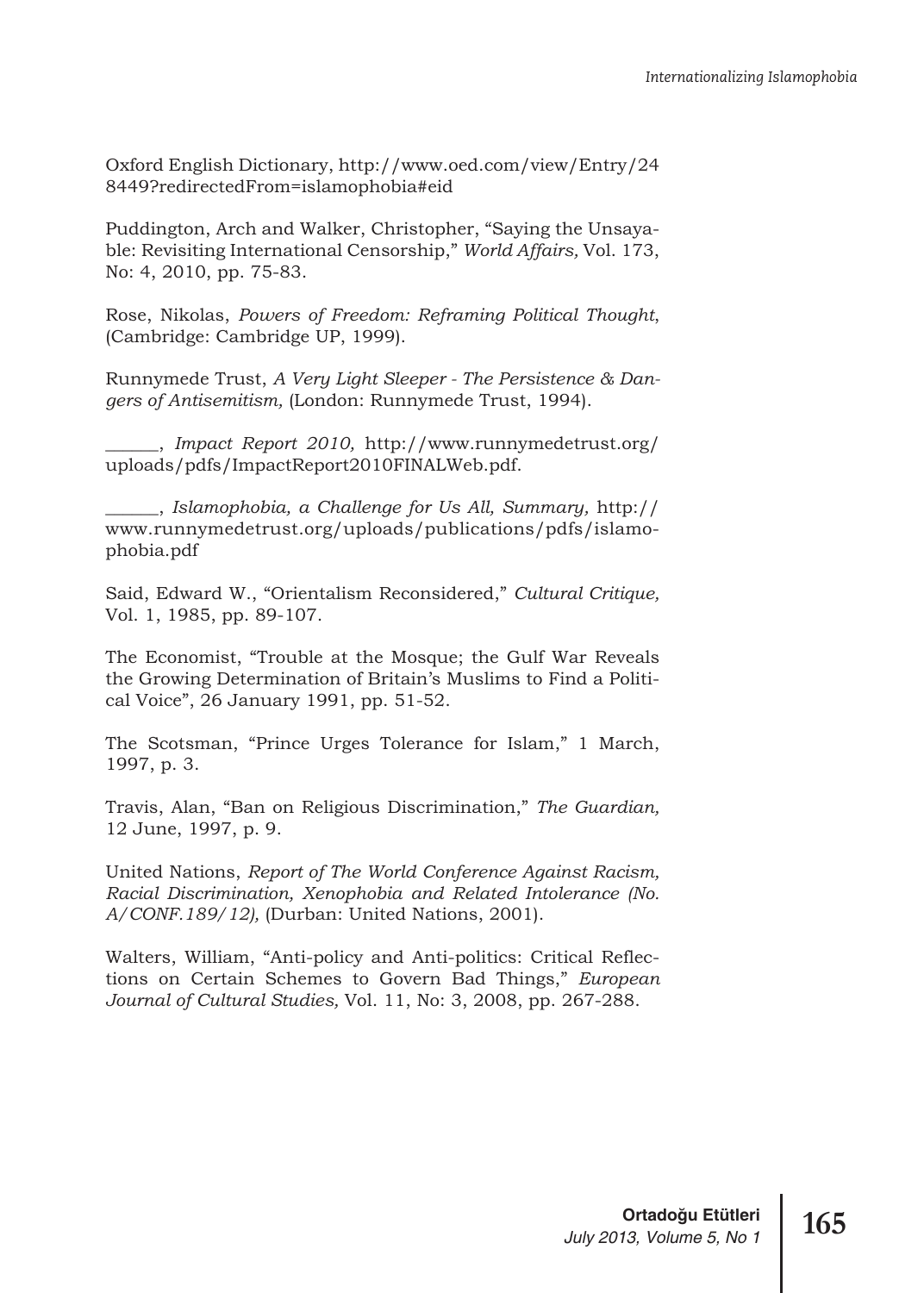Oxford English Dictionary, http://www.oed.com/view/Entry/248449?redirectedFrom=islamophobia#eid

Puddington, Arch and Walker, Christopher, "Saying the Unsayable: Revisiting International Censorship," *World Affairs,* Vol. 173, No: 4, 2010, pp. 75-83.

Rose, Nikolas, *Powers of Freedom: Reframing Political Thought*, (Cambridge: Cambridge UP, 1999).

Runnymede Trust, *A Very Light Sleeper - The Persistence & Dangers of Antisemitism,* (London: Runnymede Trust, 1994).

______, *Impact Report 2010,* http://www.runnymedetrust.org/uploads/pdfs/ImpactReport2010FINALWeb.pdf.

______, *Islamophobia, a Challenge for Us All, Summary,* http://www.runnymedetrust.org/uploads/publications/pdfs/islamophobia.pdf

Said, Edward W., "Orientalism Reconsidered," *Cultural Critique,* Vol. 1, 1985, pp. 89-107.

The Economist, "Trouble at the Mosque; the Gulf War Reveals the Growing Determination of Britain's Muslims to Find a Political Voice", 26 January 1991, pp. 51-52.

The Scotsman, "Prince Urges Tolerance for Islam," 1 March, 1997, p. 3.

Travis, Alan, "Ban on Religious Discrimination," *The Guardian,* 12 June, 1997, p. 9.

United Nations, *Report of The World Conference Against Racism, Racial Discrimination, Xenophobia and Related Intolerance (No. A/CONF.189/12),* (Durban: United Nations, 2001).

Walters, William, "Anti-policy and Anti-politics: Critical Reflections on Certain Schemes to Govern Bad Things," *European Journal of Cultural Studies,* Vol. 11, No: 3, 2008, pp. 267-288.